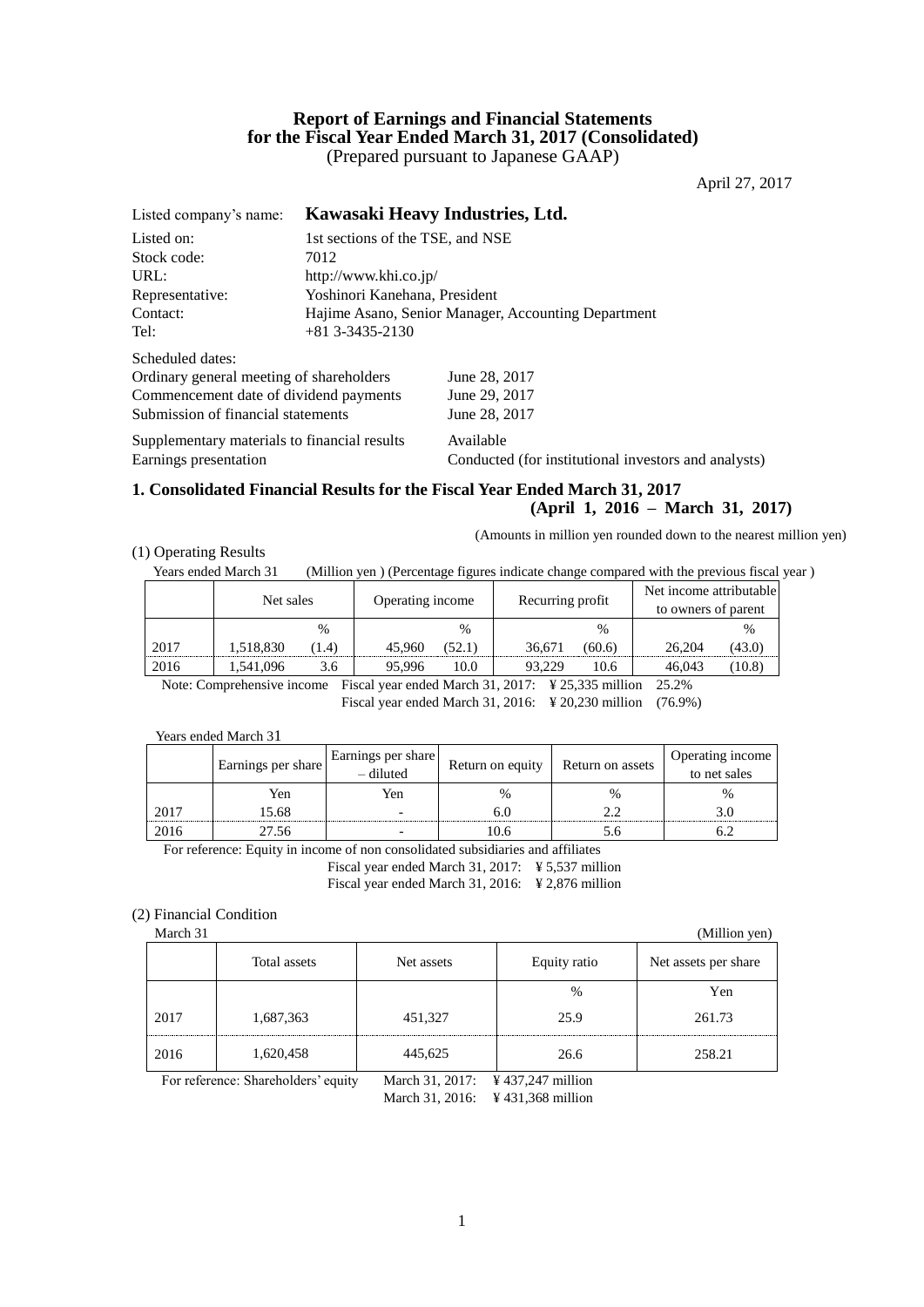# Report of Earnings and Financial Statements for the Fiscal Year Ended March 31, 2017 (Consolidated)

(Prepared pursuant to Japanese GAAP)

April 27, 2017

| | |
|---|---|
| Listed company's name: | **Kawasaki Heavy Industries, Ltd.** |
| Listed on: | 1st sections of the TSE, and NSE |
| Stock code: | 7012 |
| URL: | http://www.khi.co.jp/ |
| Representative: | Yoshinori Kanehana, President |
| Contact: | Hajime Asano, Senior Manager, Accounting Department |
| Tel: | +81 3-3435-2130 |

Scheduled dates:

| | |
|---|---|
| Ordinary general meeting of shareholders | June 28, 2017 |
| Commencement date of dividend payments | June 29, 2017 |
| Submission of financial statements | June 28, 2017 |
| Supplementary materials to financial results | Available |
| Earnings presentation | Conducted (for institutional investors and analysts) |

## 1. Consolidated Financial Results for the Fiscal Year Ended March 31, 2017 (April 1, 2016 – March 31, 2017)

(Amounts in million yen rounded down to the nearest million yen)

### (1) Operating Results

Years ended March 31 (Million yen ) (Percentage figures indicate change compared with the previous fiscal year )

| | Net sales | | Operating income | | Recurring profit | | Net income attributable to owners of parent | |
|---|---|---|---|---|---|---|---|---|
| | | % | | % | | % | | % |
| 2017 | 1,518,830 | (1.4) | 45,960 | (52.1) | 36,671 | (60.6) | 26,204 | (43.0) |
| 2016 | 1,541,096 | 3.6 | 95,996 | 10.0 | 93,229 | 10.6 | 46,043 | (10.8) |

Note: Comprehensive income Fiscal year ended March 31, 2017: ¥ 25,335 million 25.2%
Fiscal year ended March 31, 2016: ¥ 20,230 million (76.9%)

Years ended March 31

| | Earnings per share | Earnings per share – diluted | Return on equity | Return on assets | Operating income to net sales |
|---|---|---|---|---|---|
| | Yen | Yen | % | % | % |
| 2017 | 15.68 | - | 6.0 | 2.2 | 3.0 |
| 2016 | 27.56 | - | 10.6 | 5.6 | 6.2 |

For reference: Equity in income of non consolidated subsidiaries and affiliates
Fiscal year ended March 31, 2017: ¥ 5,537 million
Fiscal year ended March 31, 2016: ¥ 2,876 million

### (2) Financial Condition

March 31 (Million yen)

| | Total assets | Net assets | Equity ratio | Net assets per share |
|---|---|---|---|---|
| | | | % | Yen |
| 2017 | 1,687,363 | 451,327 | 25.9 | 261.73 |
| 2016 | 1,620,458 | 445,625 | 26.6 | 258.21 |

For reference: Shareholders' equity March 31, 2017: ¥ 437,247 million
March 31, 2016: ¥ 431,368 million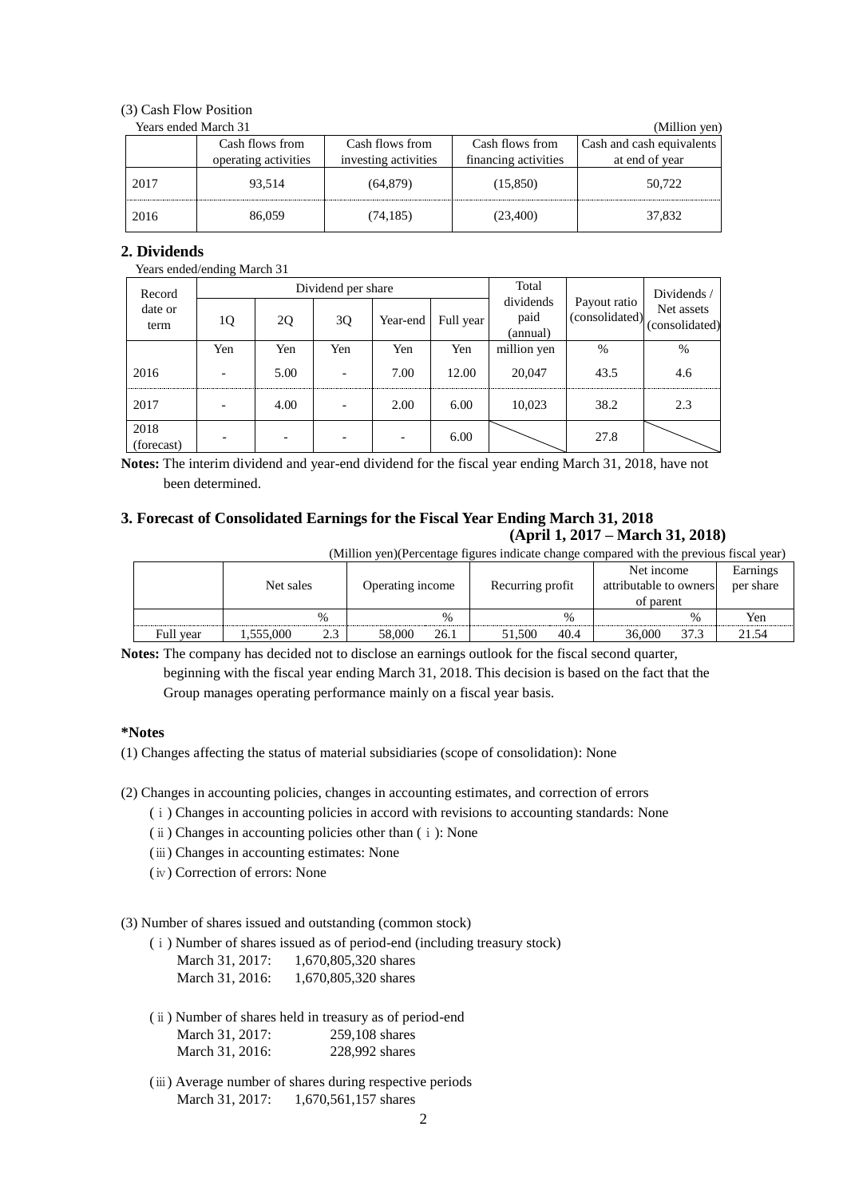(3) Cash Flow Position

Years ended March 31 (Million yen)

| | Cash flows from operating activities | Cash flows from investing activities | Cash flows from financing activities | Cash and cash equivalents at end of year |
|---|---|---|---|---|
| 2017 | 93,514 | (64,879) | (15,850) | 50,722 |
| 2016 | 86,059 | (74,185) | (23,400) | 37,832 |

## 2. Dividends

Years ended/ending March 31

| Record date or term | Dividend per share | | | | | Total dividends paid (annual) | Payout ratio (consolidated) | Dividends / Net assets (consolidated) |
|---|---|---|---|---|---|---|---|---|
| | 1Q | 2Q | 3Q | Year-end | Full year | | | |
| | Yen | Yen | Yen | Yen | Yen | million yen | % | % |
| 2016 | - | 5.00 | - | 7.00 | 12.00 | 20,047 | 43.5 | 4.6 |
| 2017 | - | 4.00 | - | 2.00 | 6.00 | 10,023 | 38.2 | 2.3 |
| 2018 (forecast) | - | - | - | - | 6.00 | | 27.8 | |

**Notes:** The interim dividend and year-end dividend for the fiscal year ending March 31, 2018, have not been determined.

## 3. Forecast of Consolidated Earnings for the Fiscal Year Ending March 31, 2018 (April 1, 2017 – March 31, 2018)

(Million yen)(Percentage figures indicate change compared with the previous fiscal year)

| | Net sales | | Operating income | | Recurring profit | | Net income attributable to owners of parent | | Earnings per share |
|---|---|---|---|---|---|---|---|---|---|
| | | % | | % | | % | | % | Yen |
| Full year | 1,555,000 | 2.3 | 58,000 | 26.1 | 51,500 | 40.4 | 36,000 | 37.3 | 21.54 |

**Notes:** The company has decided not to disclose an earnings outlook for the fiscal second quarter, beginning with the fiscal year ending March 31, 2018. This decision is based on the fact that the Group manages operating performance mainly on a fiscal year basis.

**\*Notes**

(1) Changes affecting the status of material subsidiaries (scope of consolidation): None

(2) Changes in accounting policies, changes in accounting estimates, and correction of errors

- (ⅰ) Changes in accounting policies in accord with revisions to accounting standards: None
- (ⅱ) Changes in accounting policies other than (ⅰ): None
- (ⅲ) Changes in accounting estimates: None
- (ⅳ) Correction of errors: None

(3) Number of shares issued and outstanding (common stock)

(ⅰ) Number of shares issued as of period-end (including treasury stock)

March 31, 2017: 1,670,805,320 shares
March 31, 2016: 1,670,805,320 shares

(ⅱ) Number of shares held in treasury as of period-end

March 31, 2017: 259,108 shares
March 31, 2016: 228,992 shares

(ⅲ) Average number of shares during respective periods

March 31, 2017: 1,670,561,157 shares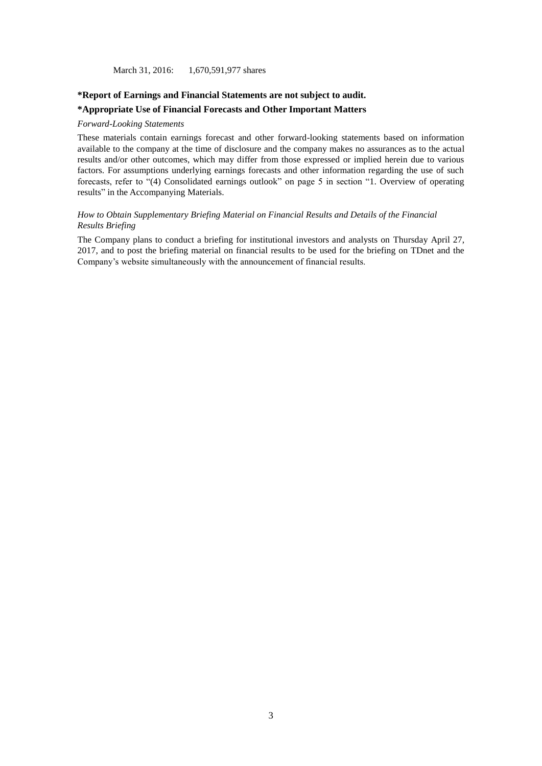March 31, 2016:  1,670,591,977 shares

**\*Report of Earnings and Financial Statements are not subject to audit.**

**\*Appropriate Use of Financial Forecasts and Other Important Matters**

*Forward-Looking Statements*

These materials contain earnings forecast and other forward-looking statements based on information available to the company at the time of disclosure and the company makes no assurances as to the actual results and/or other outcomes, which may differ from those expressed or implied herein due to various factors. For assumptions underlying earnings forecasts and other information regarding the use of such forecasts, refer to "(4) Consolidated earnings outlook" on page 5 in section "1. Overview of operating results" in the Accompanying Materials.

*How to Obtain Supplementary Briefing Material on Financial Results and Details of the Financial Results Briefing*

The Company plans to conduct a briefing for institutional investors and analysts on Thursday April 27, 2017, and to post the briefing material on financial results to be used for the briefing on TDnet and the Company's website simultaneously with the announcement of financial results.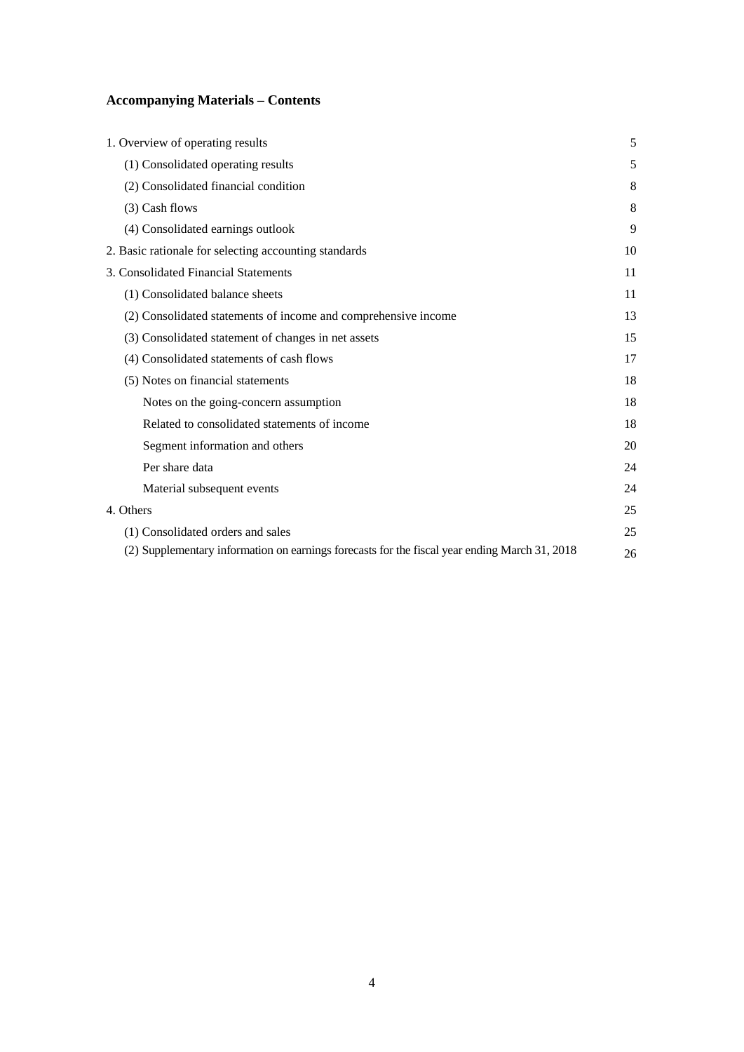## Accompanying Materials – Contents

| | |
|---|---|
| 1. Overview of operating results | 5 |
| (1) Consolidated operating results | 5 |
| (2) Consolidated financial condition | 8 |
| (3) Cash flows | 8 |
| (4) Consolidated earnings outlook | 9 |
| 2. Basic rationale for selecting accounting standards | 10 |
| 3. Consolidated Financial Statements | 11 |
| (1) Consolidated balance sheets | 11 |
| (2) Consolidated statements of income and comprehensive income | 13 |
| (3) Consolidated statement of changes in net assets | 15 |
| (4) Consolidated statements of cash flows | 17 |
| (5) Notes on financial statements | 18 |
| Notes on the going-concern assumption | 18 |
| Related to consolidated statements of income | 18 |
| Segment information and others | 20 |
| Per share data | 24 |
| Material subsequent events | 24 |
| 4. Others | 25 |
| (1) Consolidated orders and sales | 25 |
| (2) Supplementary information on earnings forecasts for the fiscal year ending March 31, 2018 | 26 |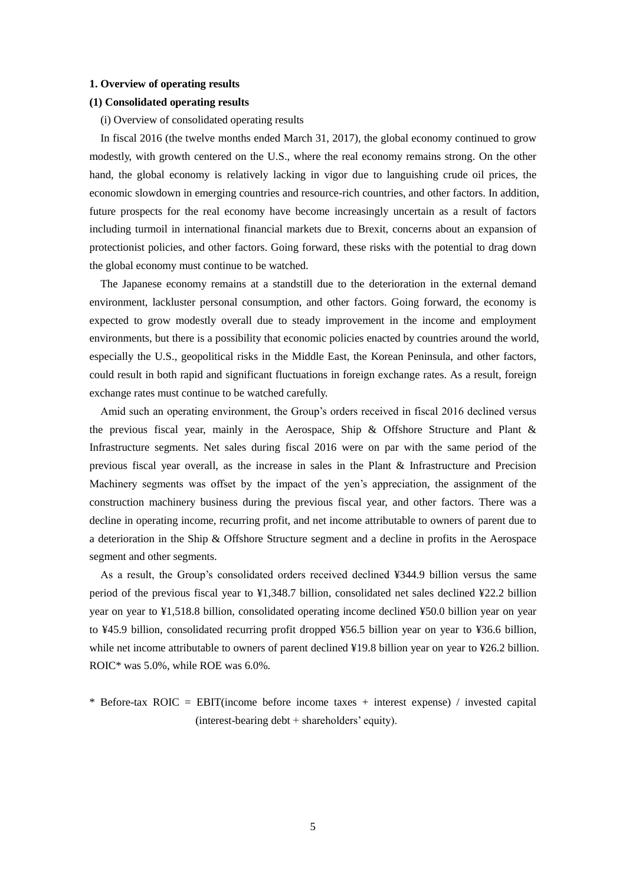**1. Overview of operating results**

**(1) Consolidated operating results**

(i) Overview of consolidated operating results

In fiscal 2016 (the twelve months ended March 31, 2017), the global economy continued to grow modestly, with growth centered on the U.S., where the real economy remains strong. On the other hand, the global economy is relatively lacking in vigor due to languishing crude oil prices, the economic slowdown in emerging countries and resource-rich countries, and other factors. In addition, future prospects for the real economy have become increasingly uncertain as a result of factors including turmoil in international financial markets due to Brexit, concerns about an expansion of protectionist policies, and other factors. Going forward, these risks with the potential to drag down the global economy must continue to be watched.

The Japanese economy remains at a standstill due to the deterioration in the external demand environment, lackluster personal consumption, and other factors. Going forward, the economy is expected to grow modestly overall due to steady improvement in the income and employment environments, but there is a possibility that economic policies enacted by countries around the world, especially the U.S., geopolitical risks in the Middle East, the Korean Peninsula, and other factors, could result in both rapid and significant fluctuations in foreign exchange rates. As a result, foreign exchange rates must continue to be watched carefully.

Amid such an operating environment, the Group's orders received in fiscal 2016 declined versus the previous fiscal year, mainly in the Aerospace, Ship & Offshore Structure and Plant & Infrastructure segments. Net sales during fiscal 2016 were on par with the same period of the previous fiscal year overall, as the increase in sales in the Plant & Infrastructure and Precision Machinery segments was offset by the impact of the yen's appreciation, the assignment of the construction machinery business during the previous fiscal year, and other factors. There was a decline in operating income, recurring profit, and net income attributable to owners of parent due to a deterioration in the Ship & Offshore Structure segment and a decline in profits in the Aerospace segment and other segments.

As a result, the Group's consolidated orders received declined ¥344.9 billion versus the same period of the previous fiscal year to ¥1,348.7 billion, consolidated net sales declined ¥22.2 billion year on year to ¥1,518.8 billion, consolidated operating income declined ¥50.0 billion year on year to ¥45.9 billion, consolidated recurring profit dropped ¥56.5 billion year on year to ¥36.6 billion, while net income attributable to owners of parent declined ¥19.8 billion year on year to ¥26.2 billion. ROIC* was 5.0%, while ROE was 6.0%.

* Before-tax ROIC = EBIT(income before income taxes + interest expense) / invested capital (interest-bearing debt + shareholders' equity).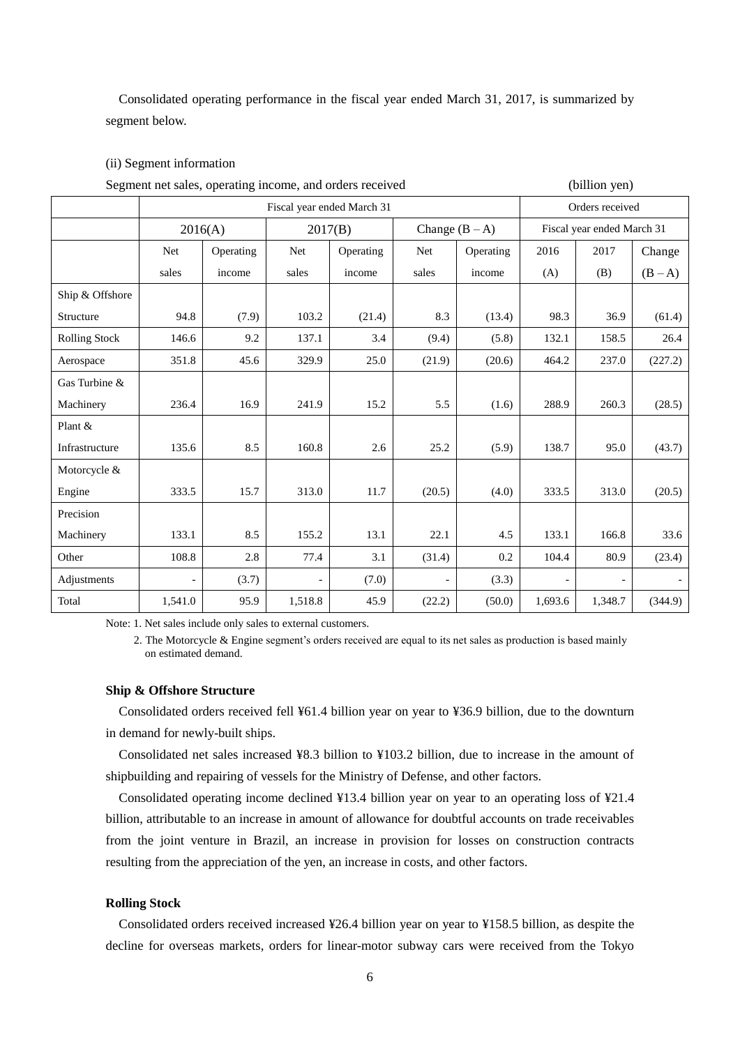Consolidated operating performance in the fiscal year ended March 31, 2017, is summarized by segment below.

(ii) Segment information

Segment net sales, operating income, and orders received (billion yen)

| | Fiscal year ended March 31 | | | | | | Orders received | | |
|---|---|---|---|---|---|---|---|---|---|
| | 2016(A) | | 2017(B) | | Change (B – A) | | Fiscal year ended March 31 | | |
| | Net sales | Operating income | Net sales | Operating income | Net sales | Operating income | 2016 (A) | 2017 (B) | Change (B – A) |
| Ship & Offshore Structure | 94.8 | (7.9) | 103.2 | (21.4) | 8.3 | (13.4) | 98.3 | 36.9 | (61.4) |
| Rolling Stock | 146.6 | 9.2 | 137.1 | 3.4 | (9.4) | (5.8) | 132.1 | 158.5 | 26.4 |
| Aerospace | 351.8 | 45.6 | 329.9 | 25.0 | (21.9) | (20.6) | 464.2 | 237.0 | (227.2) |
| Gas Turbine & Machinery | 236.4 | 16.9 | 241.9 | 15.2 | 5.5 | (1.6) | 288.9 | 260.3 | (28.5) |
| Plant & Infrastructure | 135.6 | 8.5 | 160.8 | 2.6 | 25.2 | (5.9) | 138.7 | 95.0 | (43.7) |
| Motorcycle & Engine | 333.5 | 15.7 | 313.0 | 11.7 | (20.5) | (4.0) | 333.5 | 313.0 | (20.5) |
| Precision Machinery | 133.1 | 8.5 | 155.2 | 13.1 | 22.1 | 4.5 | 133.1 | 166.8 | 33.6 |
| Other | 108.8 | 2.8 | 77.4 | 3.1 | (31.4) | 0.2 | 104.4 | 80.9 | (23.4) |
| Adjustments | - | (3.7) | - | (7.0) | - | (3.3) | - | - | - |
| Total | 1,541.0 | 95.9 | 1,518.8 | 45.9 | (22.2) | (50.0) | 1,693.6 | 1,348.7 | (344.9) |

Note: 1. Net sales include only sales to external customers.

2. The Motorcycle & Engine segment's orders received are equal to its net sales as production is based mainly on estimated demand.

**Ship & Offshore Structure**

Consolidated orders received fell ¥61.4 billion year on year to ¥36.9 billion, due to the downturn in demand for newly-built ships.

Consolidated net sales increased ¥8.3 billion to ¥103.2 billion, due to increase in the amount of shipbuilding and repairing of vessels for the Ministry of Defense, and other factors.

Consolidated operating income declined ¥13.4 billion year on year to an operating loss of ¥21.4 billion, attributable to an increase in amount of allowance for doubtful accounts on trade receivables from the joint venture in Brazil, an increase in provision for losses on construction contracts resulting from the appreciation of the yen, an increase in costs, and other factors.

**Rolling Stock**

Consolidated orders received increased ¥26.4 billion year on year to ¥158.5 billion, as despite the decline for overseas markets, orders for linear-motor subway cars were received from the Tokyo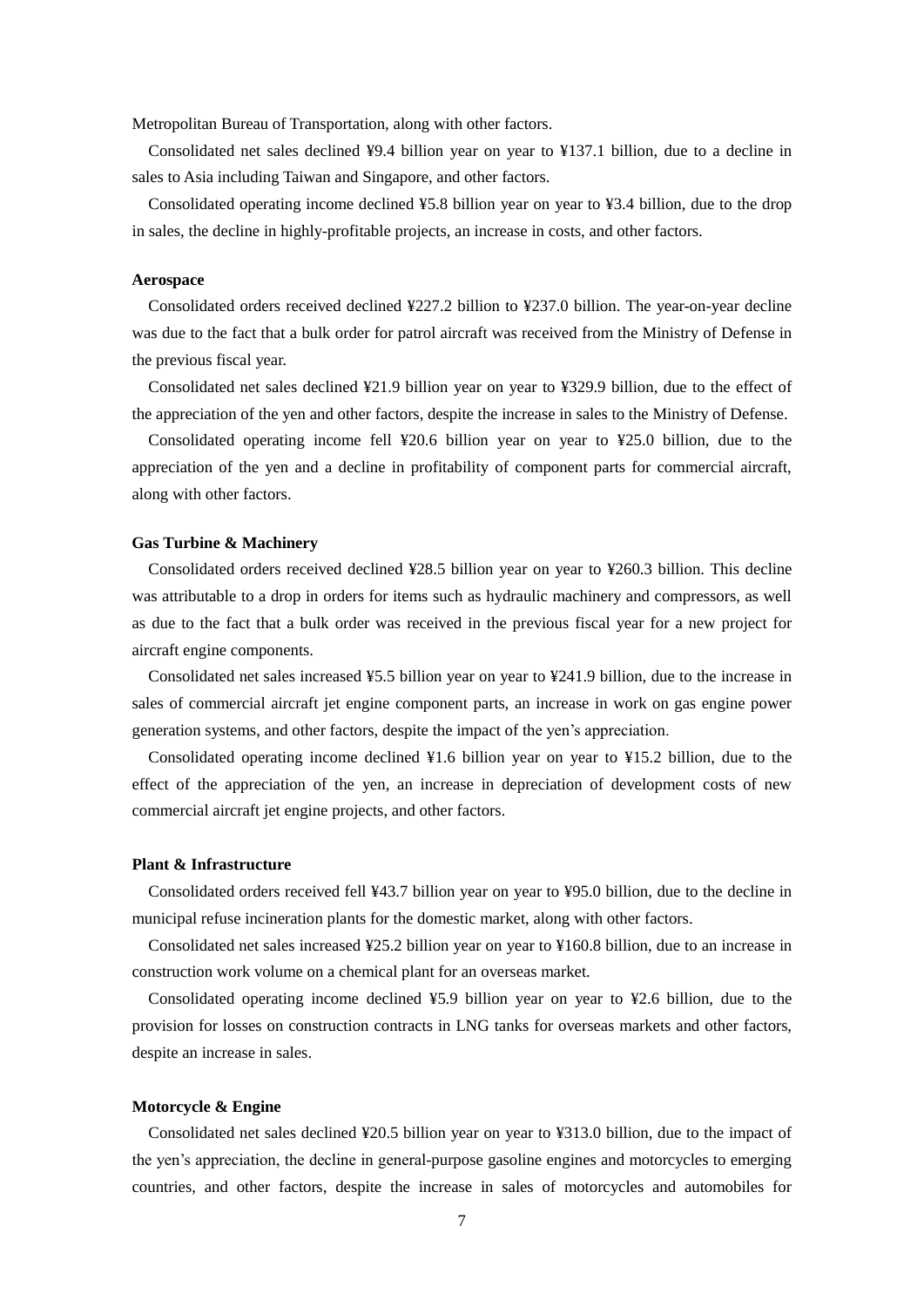Metropolitan Bureau of Transportation, along with other factors.

Consolidated net sales declined ¥9.4 billion year on year to ¥137.1 billion, due to a decline in sales to Asia including Taiwan and Singapore, and other factors.

Consolidated operating income declined ¥5.8 billion year on year to ¥3.4 billion, due to the drop in sales, the decline in highly-profitable projects, an increase in costs, and other factors.

#### Aerospace

Consolidated orders received declined ¥227.2 billion to ¥237.0 billion. The year-on-year decline was due to the fact that a bulk order for patrol aircraft was received from the Ministry of Defense in the previous fiscal year.

Consolidated net sales declined ¥21.9 billion year on year to ¥329.9 billion, due to the effect of the appreciation of the yen and other factors, despite the increase in sales to the Ministry of Defense.

Consolidated operating income fell ¥20.6 billion year on year to ¥25.0 billion, due to the appreciation of the yen and a decline in profitability of component parts for commercial aircraft, along with other factors.

#### Gas Turbine & Machinery

Consolidated orders received declined ¥28.5 billion year on year to ¥260.3 billion. This decline was attributable to a drop in orders for items such as hydraulic machinery and compressors, as well as due to the fact that a bulk order was received in the previous fiscal year for a new project for aircraft engine components.

Consolidated net sales increased ¥5.5 billion year on year to ¥241.9 billion, due to the increase in sales of commercial aircraft jet engine component parts, an increase in work on gas engine power generation systems, and other factors, despite the impact of the yen's appreciation.

Consolidated operating income declined ¥1.6 billion year on year to ¥15.2 billion, due to the effect of the appreciation of the yen, an increase in depreciation of development costs of new commercial aircraft jet engine projects, and other factors.

#### Plant & Infrastructure

Consolidated orders received fell ¥43.7 billion year on year to ¥95.0 billion, due to the decline in municipal refuse incineration plants for the domestic market, along with other factors.

Consolidated net sales increased ¥25.2 billion year on year to ¥160.8 billion, due to an increase in construction work volume on a chemical plant for an overseas market.

Consolidated operating income declined ¥5.9 billion year on year to ¥2.6 billion, due to the provision for losses on construction contracts in LNG tanks for overseas markets and other factors, despite an increase in sales.

#### Motorcycle & Engine

Consolidated net sales declined ¥20.5 billion year on year to ¥313.0 billion, due to the impact of the yen's appreciation, the decline in general-purpose gasoline engines and motorcycles to emerging countries, and other factors, despite the increase in sales of motorcycles and automobiles for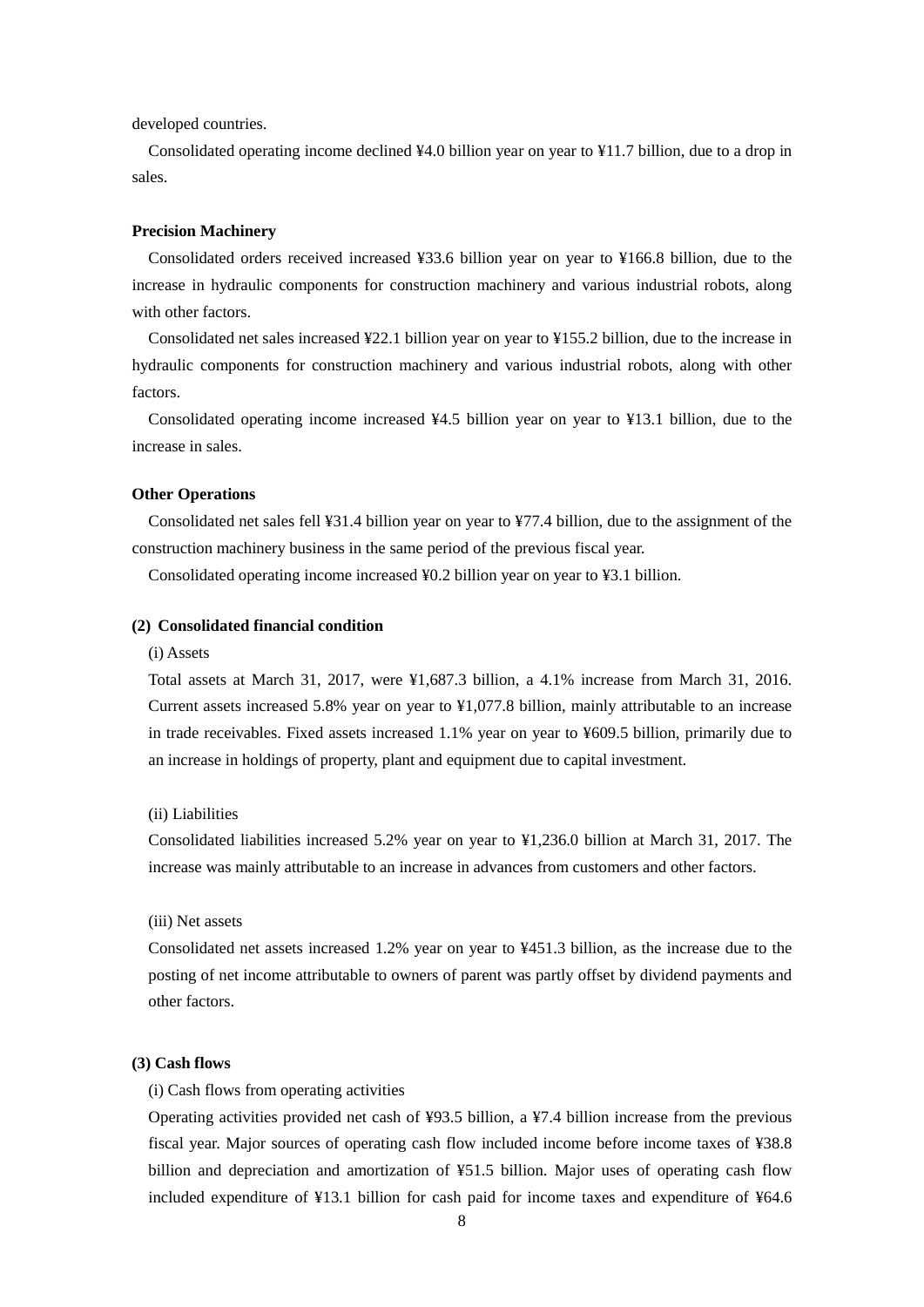developed countries.

Consolidated operating income declined ¥4.0 billion year on year to ¥11.7 billion, due to a drop in sales.

**Precision Machinery**

Consolidated orders received increased ¥33.6 billion year on year to ¥166.8 billion, due to the increase in hydraulic components for construction machinery and various industrial robots, along with other factors.

Consolidated net sales increased ¥22.1 billion year on year to ¥155.2 billion, due to the increase in hydraulic components for construction machinery and various industrial robots, along with other factors.

Consolidated operating income increased ¥4.5 billion year on year to ¥13.1 billion, due to the increase in sales.

**Other Operations**

Consolidated net sales fell ¥31.4 billion year on year to ¥77.4 billion, due to the assignment of the construction machinery business in the same period of the previous fiscal year.

Consolidated operating income increased ¥0.2 billion year on year to ¥3.1 billion.

**(2) Consolidated financial condition**

(i) Assets

Total assets at March 31, 2017, were ¥1,687.3 billion, a 4.1% increase from March 31, 2016. Current assets increased 5.8% year on year to ¥1,077.8 billion, mainly attributable to an increase in trade receivables. Fixed assets increased 1.1% year on year to ¥609.5 billion, primarily due to an increase in holdings of property, plant and equipment due to capital investment.

(ii) Liabilities

Consolidated liabilities increased 5.2% year on year to ¥1,236.0 billion at March 31, 2017. The increase was mainly attributable to an increase in advances from customers and other factors.

(iii) Net assets

Consolidated net assets increased 1.2% year on year to ¥451.3 billion, as the increase due to the posting of net income attributable to owners of parent was partly offset by dividend payments and other factors.

**(3) Cash flows**

(i) Cash flows from operating activities

Operating activities provided net cash of ¥93.5 billion, a ¥7.4 billion increase from the previous fiscal year. Major sources of operating cash flow included income before income taxes of ¥38.8 billion and depreciation and amortization of ¥51.5 billion. Major uses of operating cash flow included expenditure of ¥13.1 billion for cash paid for income taxes and expenditure of ¥64.6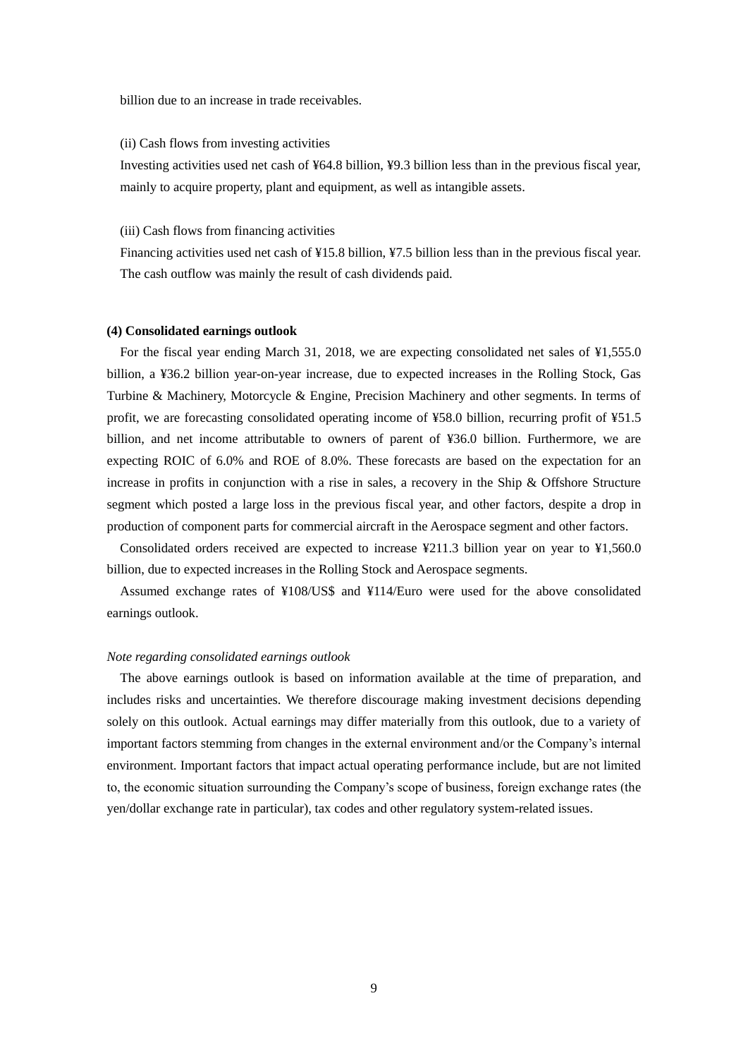billion due to an increase in trade receivables.

(ii) Cash flows from investing activities

Investing activities used net cash of ¥64.8 billion, ¥9.3 billion less than in the previous fiscal year, mainly to acquire property, plant and equipment, as well as intangible assets.

(iii) Cash flows from financing activities

Financing activities used net cash of ¥15.8 billion, ¥7.5 billion less than in the previous fiscal year. The cash outflow was mainly the result of cash dividends paid.

**(4) Consolidated earnings outlook**

For the fiscal year ending March 31, 2018, we are expecting consolidated net sales of ¥1,555.0 billion, a ¥36.2 billion year-on-year increase, due to expected increases in the Rolling Stock, Gas Turbine & Machinery, Motorcycle & Engine, Precision Machinery and other segments. In terms of profit, we are forecasting consolidated operating income of ¥58.0 billion, recurring profit of ¥51.5 billion, and net income attributable to owners of parent of ¥36.0 billion. Furthermore, we are expecting ROIC of 6.0% and ROE of 8.0%. These forecasts are based on the expectation for an increase in profits in conjunction with a rise in sales, a recovery in the Ship & Offshore Structure segment which posted a large loss in the previous fiscal year, and other factors, despite a drop in production of component parts for commercial aircraft in the Aerospace segment and other factors.

Consolidated orders received are expected to increase ¥211.3 billion year on year to ¥1,560.0 billion, due to expected increases in the Rolling Stock and Aerospace segments.

Assumed exchange rates of ¥108/US$ and ¥114/Euro were used for the above consolidated earnings outlook.

*Note regarding consolidated earnings outlook*

The above earnings outlook is based on information available at the time of preparation, and includes risks and uncertainties. We therefore discourage making investment decisions depending solely on this outlook. Actual earnings may differ materially from this outlook, due to a variety of important factors stemming from changes in the external environment and/or the Company's internal environment. Important factors that impact actual operating performance include, but are not limited to, the economic situation surrounding the Company's scope of business, foreign exchange rates (the yen/dollar exchange rate in particular), tax codes and other regulatory system-related issues.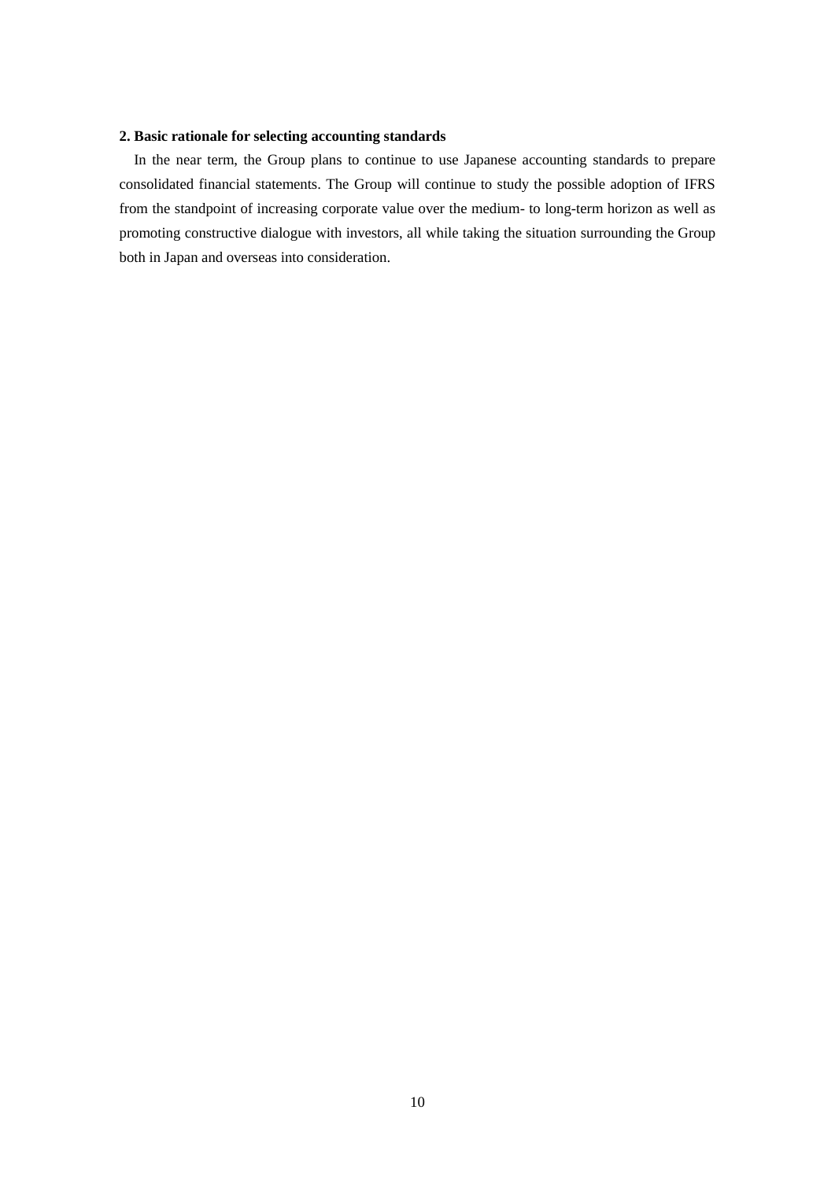## 2. Basic rationale for selecting accounting standards

In the near term, the Group plans to continue to use Japanese accounting standards to prepare consolidated financial statements. The Group will continue to study the possible adoption of IFRS from the standpoint of increasing corporate value over the medium- to long-term horizon as well as promoting constructive dialogue with investors, all while taking the situation surrounding the Group both in Japan and overseas into consideration.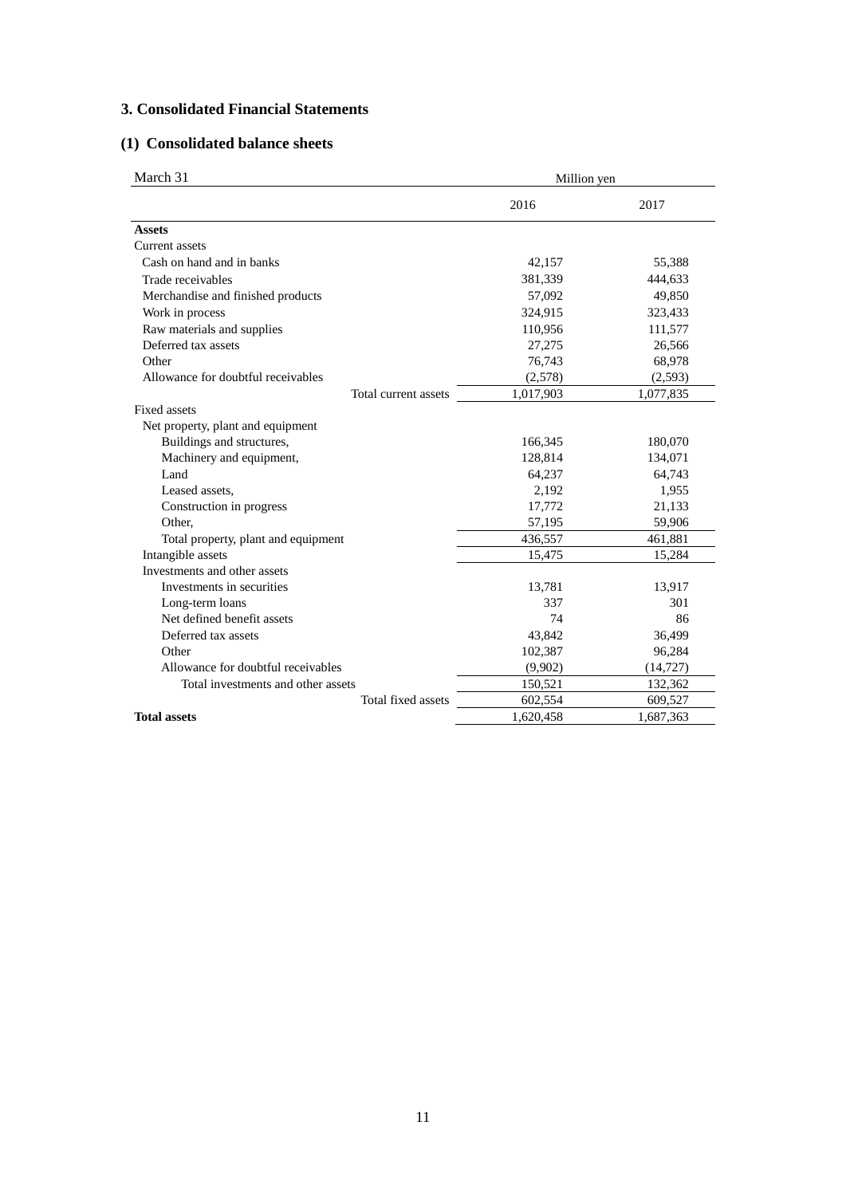## 3. Consolidated Financial Statements

### (1) Consolidated balance sheets

| March 31 | Million yen | |
|---|---|---|
| | 2016 | 2017 |
| **Assets** | | |
| Current assets | | |
| Cash on hand and in banks | 42,157 | 55,388 |
| Trade receivables | 381,339 | 444,633 |
| Merchandise and finished products | 57,092 | 49,850 |
| Work in process | 324,915 | 323,433 |
| Raw materials and supplies | 110,956 | 111,577 |
| Deferred tax assets | 27,275 | 26,566 |
| Other | 76,743 | 68,978 |
| Allowance for doubtful receivables | (2,578) | (2,593) |
| Total current assets | 1,017,903 | 1,077,835 |
| Fixed assets | | |
| Net property, plant and equipment | | |
| Buildings and structures, | 166,345 | 180,070 |
| Machinery and equipment, | 128,814 | 134,071 |
| Land | 64,237 | 64,743 |
| Leased assets, | 2,192 | 1,955 |
| Construction in progress | 17,772 | 21,133 |
| Other, | 57,195 | 59,906 |
| Total property, plant and equipment | 436,557 | 461,881 |
| Intangible assets | 15,475 | 15,284 |
| Investments and other assets | | |
| Investments in securities | 13,781 | 13,917 |
| Long-term loans | 337 | 301 |
| Net defined benefit assets | 74 | 86 |
| Deferred tax assets | 43,842 | 36,499 |
| Other | 102,387 | 96,284 |
| Allowance for doubtful receivables | (9,902) | (14,727) |
| Total investments and other assets | 150,521 | 132,362 |
| Total fixed assets | 602,554 | 609,527 |
| **Total assets** | 1,620,458 | 1,687,363 |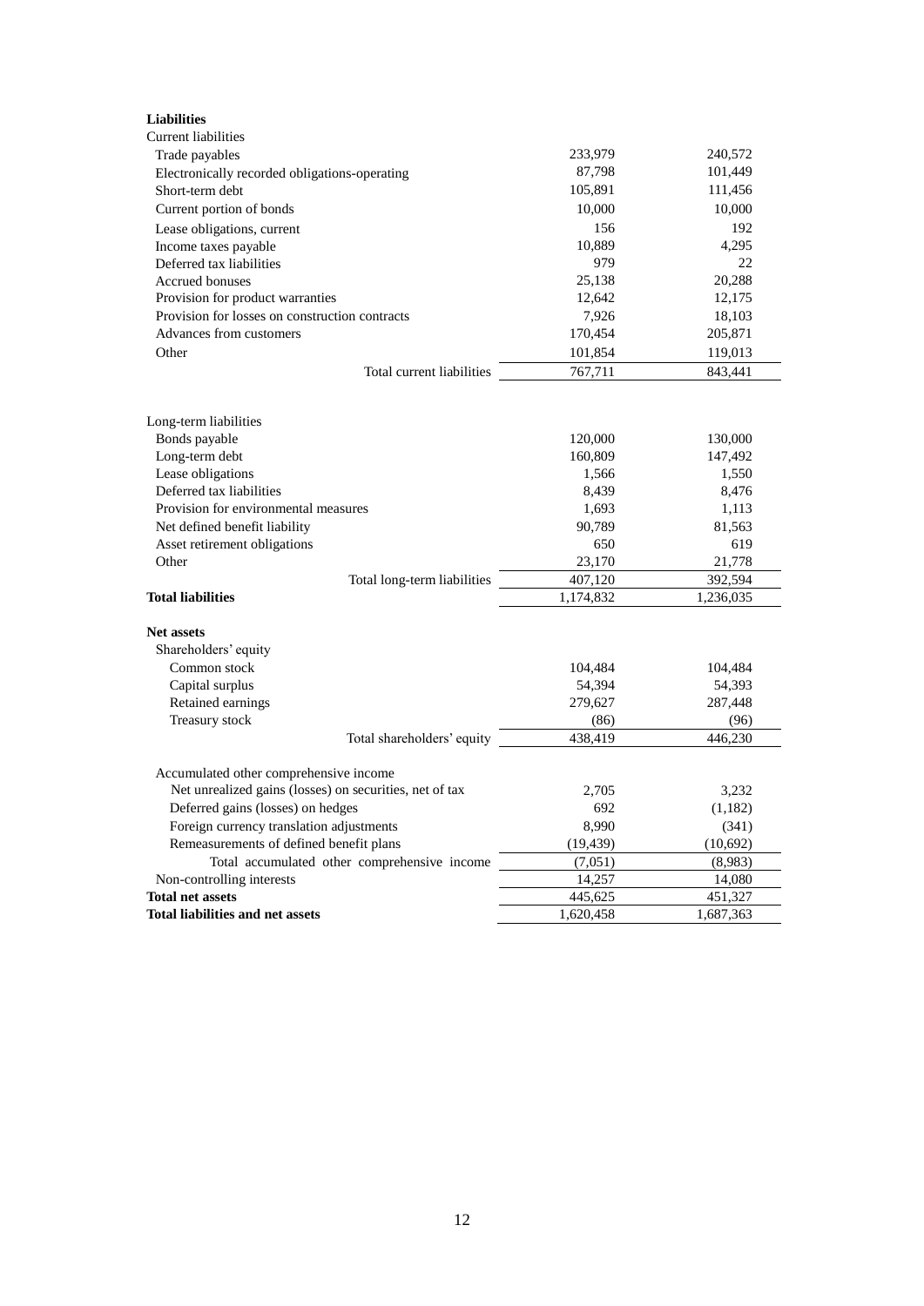| **Liabilities** | | |
|---|---|---|
| Current liabilities | | |
| Trade payables | 233,979 | 240,572 |
| Electronically recorded obligations-operating | 87,798 | 101,449 |
| Short-term debt | 105,891 | 111,456 |
| Current portion of bonds | 10,000 | 10,000 |
| Lease obligations, current | 156 | 192 |
| Income taxes payable | 10,889 | 4,295 |
| Deferred tax liabilities | 979 | 22 |
| Accrued bonuses | 25,138 | 20,288 |
| Provision for product warranties | 12,642 | 12,175 |
| Provision for losses on construction contracts | 7,926 | 18,103 |
| Advances from customers | 170,454 | 205,871 |
| Other | 101,854 | 119,013 |
| Total current liabilities | 767,711 | 843,441 |
| Long-term liabilities | | |
| Bonds payable | 120,000 | 130,000 |
| Long-term debt | 160,809 | 147,492 |
| Lease obligations | 1,566 | 1,550 |
| Deferred tax liabilities | 8,439 | 8,476 |
| Provision for environmental measures | 1,693 | 1,113 |
| Net defined benefit liability | 90,789 | 81,563 |
| Asset retirement obligations | 650 | 619 |
| Other | 23,170 | 21,778 |
| Total long-term liabilities | 407,120 | 392,594 |
| **Total liabilities** | 1,174,832 | 1,236,035 |
| **Net assets** | | |
| Shareholders' equity | | |
| Common stock | 104,484 | 104,484 |
| Capital surplus | 54,394 | 54,393 |
| Retained earnings | 279,627 | 287,448 |
| Treasury stock | (86) | (96) |
| Total shareholders' equity | 438,419 | 446,230 |
| Accumulated other comprehensive income | | |
| Net unrealized gains (losses) on securities, net of tax | 2,705 | 3,232 |
| Deferred gains (losses) on hedges | 692 | (1,182) |
| Foreign currency translation adjustments | 8,990 | (341) |
| Remeasurements of defined benefit plans | (19,439) | (10,692) |
| Total accumulated other comprehensive income | (7,051) | (8,983) |
| Non-controlling interests | 14,257 | 14,080 |
| **Total net assets** | 445,625 | 451,327 |
| **Total liabilities and net assets** | 1,620,458 | 1,687,363 |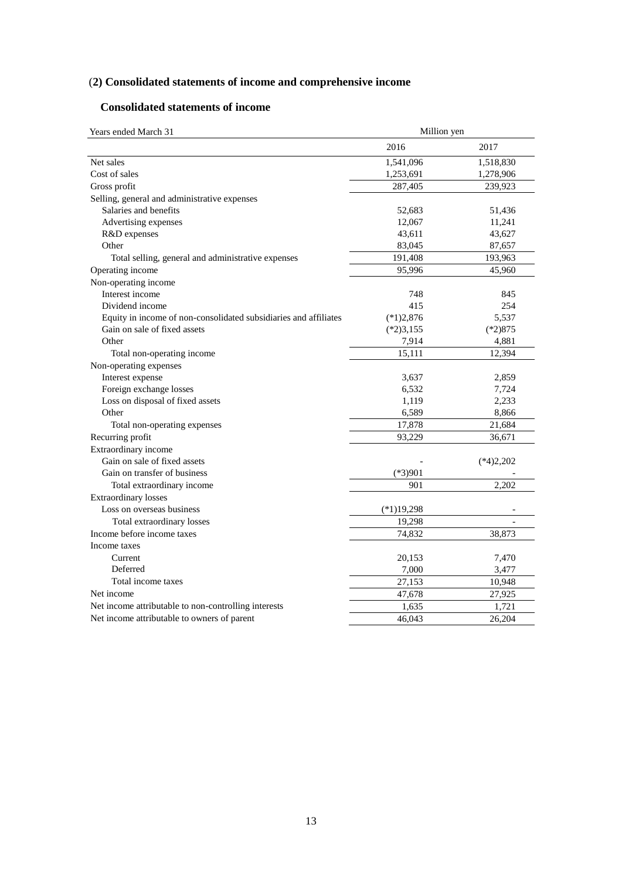## (2) Consolidated statements of income and comprehensive income

### Consolidated statements of income

| Years ended March 31 | Million yen | |
|---|---|---|
| | 2016 | 2017 |
| Net sales | 1,541,096 | 1,518,830 |
| Cost of sales | 1,253,691 | 1,278,906 |
| Gross profit | 287,405 | 239,923 |
| Selling, general and administrative expenses | | |
| Salaries and benefits | 52,683 | 51,436 |
| Advertising expenses | 12,067 | 11,241 |
| R&D expenses | 43,611 | 43,627 |
| Other | 83,045 | 87,657 |
| Total selling, general and administrative expenses | 191,408 | 193,963 |
| Operating income | 95,996 | 45,960 |
| Non-operating income | | |
| Interest income | 748 | 845 |
| Dividend income | 415 | 254 |
| Equity in income of non-consolidated subsidiaries and affiliates | (*1)2,876 | 5,537 |
| Gain on sale of fixed assets | (*2)3,155 | (*2)875 |
| Other | 7,914 | 4,881 |
| Total non-operating income | 15,111 | 12,394 |
| Non-operating expenses | | |
| Interest expense | 3,637 | 2,859 |
| Foreign exchange losses | 6,532 | 7,724 |
| Loss on disposal of fixed assets | 1,119 | 2,233 |
| Other | 6,589 | 8,866 |
| Total non-operating expenses | 17,878 | 21,684 |
| Recurring profit | 93,229 | 36,671 |
| Extraordinary income | | |
| Gain on sale of fixed assets | - | (*4)2,202 |
| Gain on transfer of business | (*3)901 | - |
| Total extraordinary income | 901 | 2,202 |
| Extraordinary losses | | |
| Loss on overseas business | (*1)19,298 | - |
| Total extraordinary losses | 19,298 | - |
| Income before income taxes | 74,832 | 38,873 |
| Income taxes | | |
| Current | 20,153 | 7,470 |
| Deferred | 7,000 | 3,477 |
| Total income taxes | 27,153 | 10,948 |
| Net income | 47,678 | 27,925 |
| Net income attributable to non-controlling interests | 1,635 | 1,721 |
| Net income attributable to owners of parent | 46,043 | 26,204 |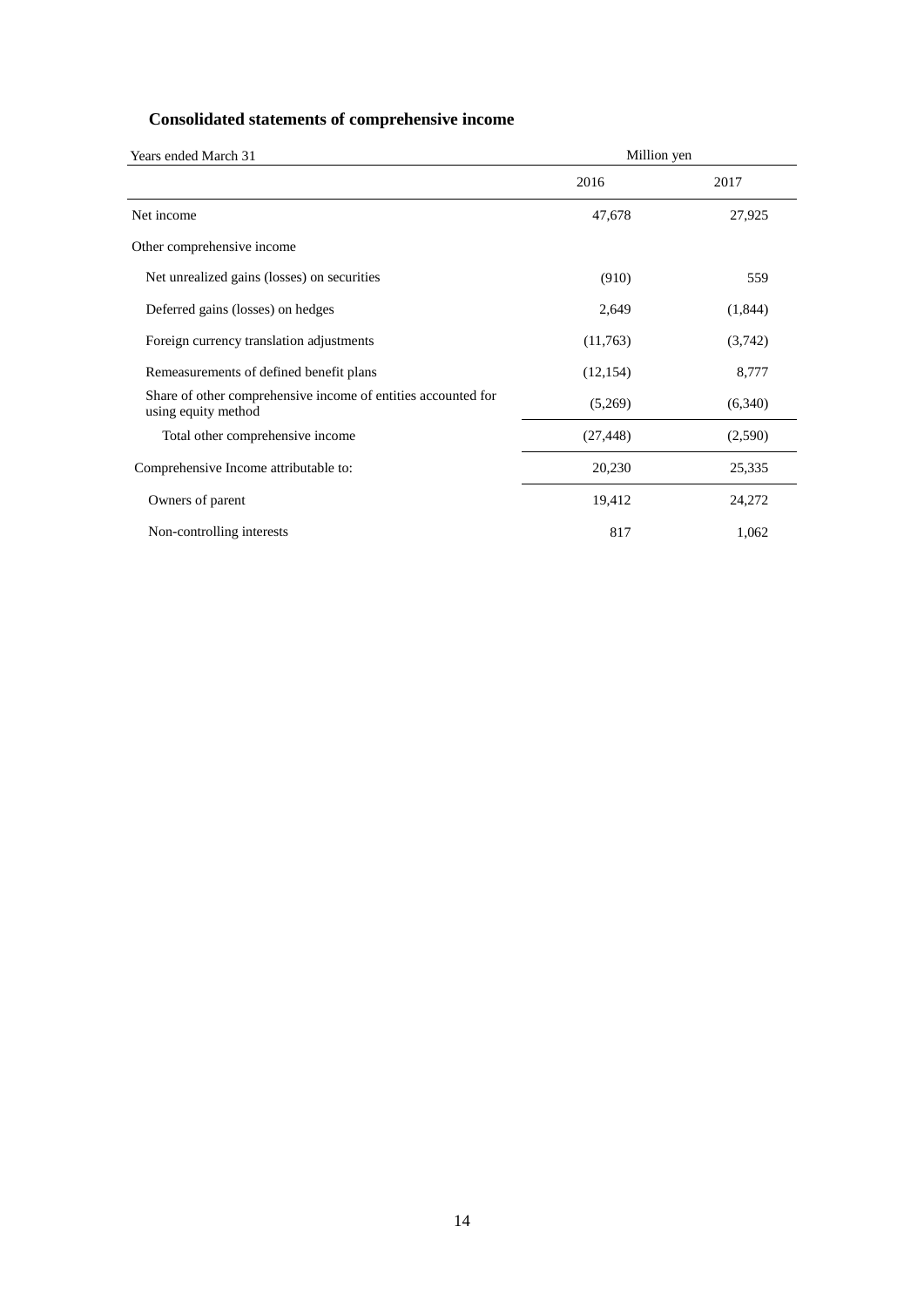## Consolidated statements of comprehensive income

| Years ended March 31 | Million yen | |
|---|---|---|
| | 2016 | 2017 |
| Net income | 47,678 | 27,925 |
| Other comprehensive income | | |
| Net unrealized gains (losses) on securities | (910) | 559 |
| Deferred gains (losses) on hedges | 2,649 | (1,844) |
| Foreign currency translation adjustments | (11,763) | (3,742) |
| Remeasurements of defined benefit plans | (12,154) | 8,777 |
| Share of other comprehensive income of entities accounted for using equity method | (5,269) | (6,340) |
| Total other comprehensive income | (27,448) | (2,590) |
| Comprehensive Income attributable to: | 20,230 | 25,335 |
| Owners of parent | 19,412 | 24,272 |
| Non-controlling interests | 817 | 1,062 |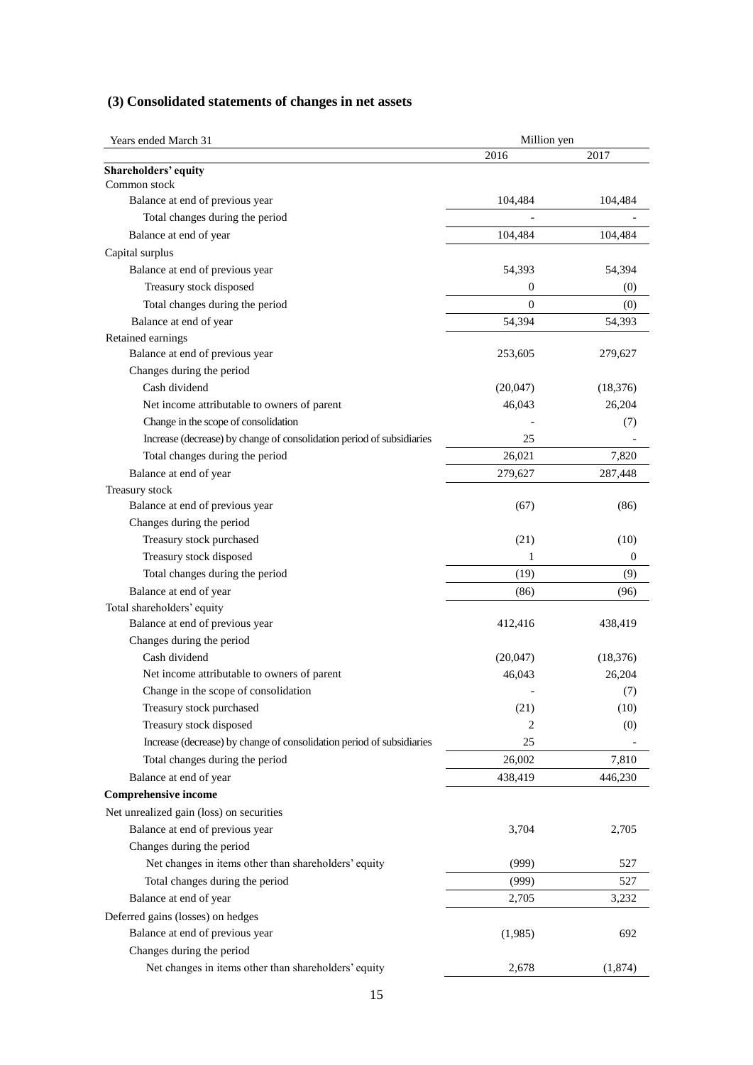### (3) Consolidated statements of changes in net assets

| Years ended March 31 | Million yen | |
|---|---|---|
| | 2016 | 2017 |
| **Shareholders' equity** | | |
| Common stock | | |
| Balance at end of previous year | 104,484 | 104,484 |
| Total changes during the period | - | - |
| Balance at end of year | 104,484 | 104,484 |
| Capital surplus | | |
| Balance at end of previous year | 54,393 | 54,394 |
| Treasury stock disposed | 0 | (0) |
| Total changes during the period | 0 | (0) |
| Balance at end of year | 54,394 | 54,393 |
| Retained earnings | | |
| Balance at end of previous year | 253,605 | 279,627 |
| Changes during the period | | |
| Cash dividend | (20,047) | (18,376) |
| Net income attributable to owners of parent | 46,043 | 26,204 |
| Change in the scope of consolidation | - | (7) |
| Increase (decrease) by change of consolidation period of subsidiaries | 25 | - |
| Total changes during the period | 26,021 | 7,820 |
| Balance at end of year | 279,627 | 287,448 |
| Treasury stock | | |
| Balance at end of previous year | (67) | (86) |
| Changes during the period | | |
| Treasury stock purchased | (21) | (10) |
| Treasury stock disposed | 1 | 0 |
| Total changes during the period | (19) | (9) |
| Balance at end of year | (86) | (96) |
| Total shareholders' equity | | |
| Balance at end of previous year | 412,416 | 438,419 |
| Changes during the period | | |
| Cash dividend | (20,047) | (18,376) |
| Net income attributable to owners of parent | 46,043 | 26,204 |
| Change in the scope of consolidation | - | (7) |
| Treasury stock purchased | (21) | (10) |
| Treasury stock disposed | 2 | (0) |
| Increase (decrease) by change of consolidation period of subsidiaries | 25 | - |
| Total changes during the period | 26,002 | 7,810 |
| Balance at end of year | 438,419 | 446,230 |
| **Comprehensive income** | | |
| Net unrealized gain (loss) on securities | | |
| Balance at end of previous year | 3,704 | 2,705 |
| Changes during the period | | |
| Net changes in items other than shareholders' equity | (999) | 527 |
| Total changes during the period | (999) | 527 |
| Balance at end of year | 2,705 | 3,232 |
| Deferred gains (losses) on hedges | | |
| Balance at end of previous year | (1,985) | 692 |
| Changes during the period | | |
| Net changes in items other than shareholders' equity | 2,678 | (1,874) |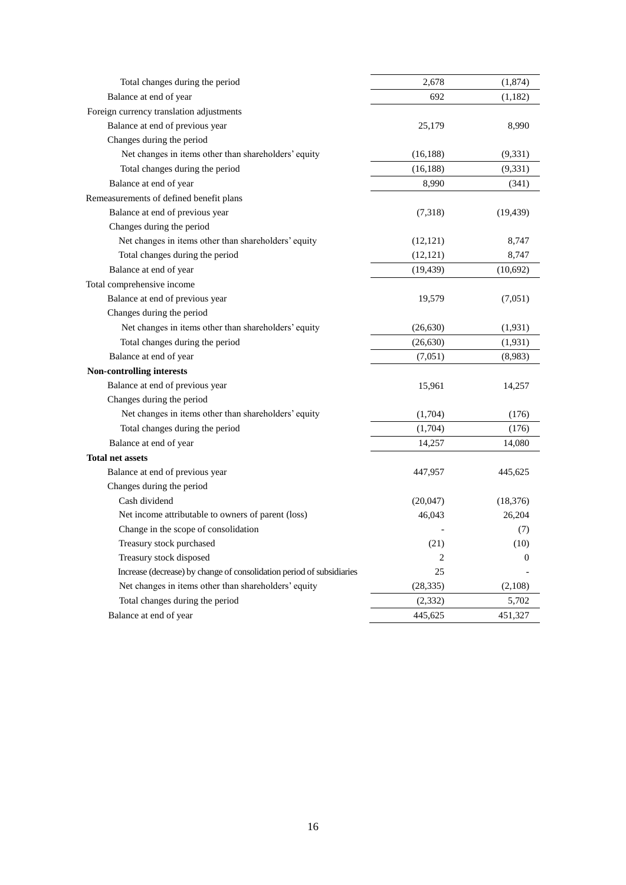| | | |
|---|---|---|
| Total changes during the period | 2,678 | (1,874) |
| Balance at end of year | 692 | (1,182) |
| Foreign currency translation adjustments | | |
| Balance at end of previous year | 25,179 | 8,990 |
| Changes during the period | | |
| Net changes in items other than shareholders' equity | (16,188) | (9,331) |
| Total changes during the period | (16,188) | (9,331) |
| Balance at end of year | 8,990 | (341) |
| Remeasurements of defined benefit plans | | |
| Balance at end of previous year | (7,318) | (19,439) |
| Changes during the period | | |
| Net changes in items other than shareholders' equity | (12,121) | 8,747 |
| Total changes during the period | (12,121) | 8,747 |
| Balance at end of year | (19,439) | (10,692) |
| Total comprehensive income | | |
| Balance at end of previous year | 19,579 | (7,051) |
| Changes during the period | | |
| Net changes in items other than shareholders' equity | (26,630) | (1,931) |
| Total changes during the period | (26,630) | (1,931) |
| Balance at end of year | (7,051) | (8,983) |
| **Non-controlling interests** | | |
| Balance at end of previous year | 15,961 | 14,257 |
| Changes during the period | | |
| Net changes in items other than shareholders' equity | (1,704) | (176) |
| Total changes during the period | (1,704) | (176) |
| Balance at end of year | 14,257 | 14,080 |
| **Total net assets** | | |
| Balance at end of previous year | 447,957 | 445,625 |
| Changes during the period | | |
| Cash dividend | (20,047) | (18,376) |
| Net income attributable to owners of parent (loss) | 46,043 | 26,204 |
| Change in the scope of consolidation | - | (7) |
| Treasury stock purchased | (21) | (10) |
| Treasury stock disposed | 2 | 0 |
| Increase (decrease) by change of consolidation period of subsidiaries | 25 | - |
| Net changes in items other than shareholders' equity | (28,335) | (2,108) |
| Total changes during the period | (2,332) | 5,702 |
| Balance at end of year | 445,625 | 451,327 |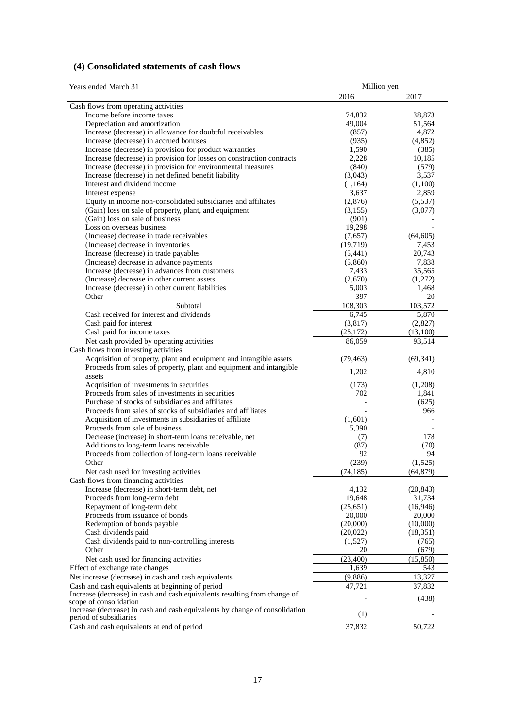### (4) Consolidated statements of cash flows

| Years ended March 31 | Million yen | |
|---|---|---|
| | 2016 | 2017 |
| Cash flows from operating activities | | |
| Income before income taxes | 74,832 | 38,873 |
| Depreciation and amortization | 49,004 | 51,564 |
| Increase (decrease) in allowance for doubtful receivables | (857) | 4,872 |
| Increase (decrease) in accrued bonuses | (935) | (4,852) |
| Increase (decrease) in provision for product warranties | 1,590 | (385) |
| Increase (decrease) in provision for losses on construction contracts | 2,228 | 10,185 |
| Increase (decrease) in provision for environmental measures | (840) | (579) |
| Increase (decrease) in net defined benefit liability | (3,043) | 3,537 |
| Interest and dividend income | (1,164) | (1,100) |
| Interest expense | 3,637 | 2,859 |
| Equity in income non-consolidated subsidiaries and affiliates | (2,876) | (5,537) |
| (Gain) loss on sale of property, plant, and equipment | (3,155) | (3,077) |
| (Gain) loss on sale of business | (901) | - |
| Loss on overseas business | 19,298 | - |
| (Increase) decrease in trade receivables | (7,657) | (64,605) |
| (Increase) decrease in inventories | (19,719) | 7,453 |
| Increase (decrease) in trade payables | (5,441) | 20,743 |
| (Increase) decrease in advance payments | (5,860) | 7,838 |
| Increase (decrease) in advances from customers | 7,433 | 35,565 |
| (Increase) decrease in other current assets | (2,670) | (1,272) |
| Increase (decrease) in other current liabilities | 5,003 | 1,468 |
| Other | 397 | 20 |
| Subtotal | 108,303 | 103,572 |
| Cash received for interest and dividends | 6,745 | 5,870 |
| Cash paid for interest | (3,817) | (2,827) |
| Cash paid for income taxes | (25,172) | (13,100) |
| Net cash provided by operating activities | 86,059 | 93,514 |
| Cash flows from investing activities | | |
| Acquisition of property, plant and equipment and intangible assets | (79,463) | (69,341) |
| Proceeds from sales of property, plant and equipment and intangible assets | 1,202 | 4,810 |
| Acquisition of investments in securities | (173) | (1,208) |
| Proceeds from sales of investments in securities | 702 | 1,841 |
| Purchase of stocks of subsidiaries and affiliates | - | (625) |
| Proceeds from sales of stocks of subsidiaries and affiliates | - | 966 |
| Acquisition of investments in subsidiaries of affiliate | (1,601) | - |
| Proceeds from sale of business | 5,390 | - |
| Decrease (increase) in short-term loans receivable, net | (7) | 178 |
| Additions to long-term loans receivable | (87) | (70) |
| Proceeds from collection of long-term loans receivable | 92 | 94 |
| Other | (239) | (1,525) |
| Net cash used for investing activities | (74,185) | (64,879) |
| Cash flows from financing activities | | |
| Increase (decrease) in short-term debt, net | 4,132 | (20,843) |
| Proceeds from long-term debt | 19,648 | 31,734 |
| Repayment of long-term debt | (25,651) | (16,946) |
| Proceeds from issuance of bonds | 20,000 | 20,000 |
| Redemption of bonds payable | (20,000) | (10,000) |
| Cash dividends paid | (20,022) | (18,351) |
| Cash dividends paid to non-controlling interests | (1,527) | (765) |
| Other | 20 | (679) |
| Net cash used for financing activities | (23,400) | (15,850) |
| Effect of exchange rate changes | 1,639 | 543 |
| Net increase (decrease) in cash and cash equivalents | (9,886) | 13,327 |
| Cash and cash equivalents at beginning of period | 47,721 | 37,832 |
| Increase (decrease) in cash and cash equivalents resulting from change of scope of consolidation | - | (438) |
| Increase (decrease) in cash and cash equivalents by change of consolidation period of subsidiaries | (1) | - |
| Cash and cash equivalents at end of period | 37,832 | 50,722 |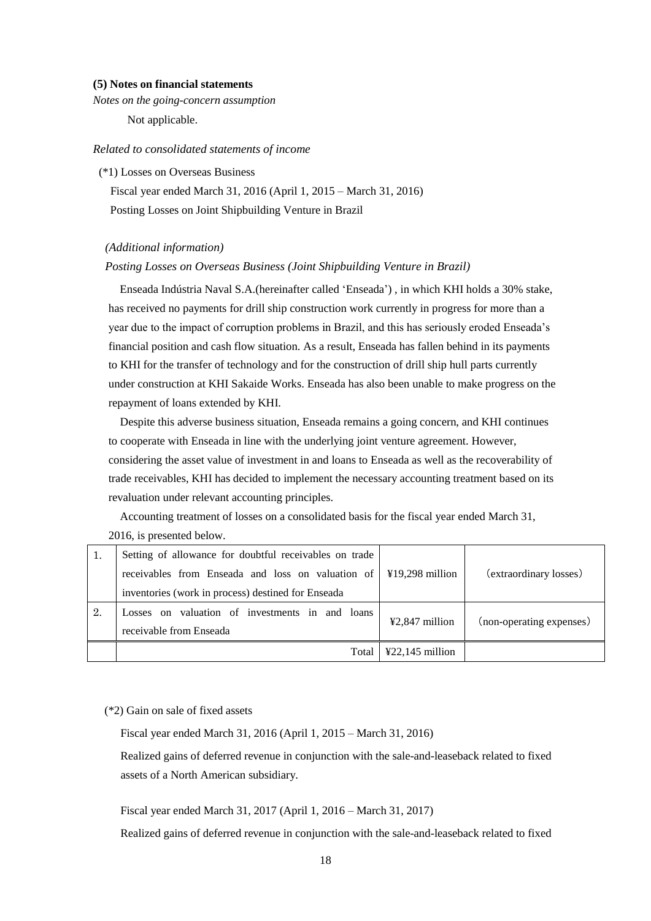**(5) Notes on financial statements**

*Notes on the going-concern assumption*

Not applicable.

*Related to consolidated statements of income*

(*1) Losses on Overseas Business

Fiscal year ended March 31, 2016 (April 1, 2015 – March 31, 2016)

Posting Losses on Joint Shipbuilding Venture in Brazil

*(Additional information)*

*Posting Losses on Overseas Business (Joint Shipbuilding Venture in Brazil)*

Enseada Indústria Naval S.A.(hereinafter called 'Enseada') , in which KHI holds a 30% stake, has received no payments for drill ship construction work currently in progress for more than a year due to the impact of corruption problems in Brazil, and this has seriously eroded Enseada's financial position and cash flow situation. As a result, Enseada has fallen behind in its payments to KHI for the transfer of technology and for the construction of drill ship hull parts currently under construction at KHI Sakaide Works. Enseada has also been unable to make progress on the repayment of loans extended by KHI.

Despite this adverse business situation, Enseada remains a going concern, and KHI continues to cooperate with Enseada in line with the underlying joint venture agreement. However, considering the asset value of investment in and loans to Enseada as well as the recoverability of trade receivables, KHI has decided to implement the necessary accounting treatment based on its revaluation under relevant accounting principles.

Accounting treatment of losses on a consolidated basis for the fiscal year ended March 31, 2016, is presented below.

| | | | |
|---|---|---|---|
| 1. | Setting of allowance for doubtful receivables on trade receivables from Enseada and loss on valuation of inventories (work in process) destined for Enseada | ¥19,298 million | （extraordinary losses） |
| 2. | Losses on valuation of investments in and loans receivable from Enseada | ¥2,847 million | （non-operating expenses） |
| | Total | ¥22,145 million | |

(*2) Gain on sale of fixed assets

Fiscal year ended March 31, 2016 (April 1, 2015 – March 31, 2016)

Realized gains of deferred revenue in conjunction with the sale-and-leaseback related to fixed assets of a North American subsidiary.

Fiscal year ended March 31, 2017 (April 1, 2016 – March 31, 2017)

Realized gains of deferred revenue in conjunction with the sale-and-leaseback related to fixed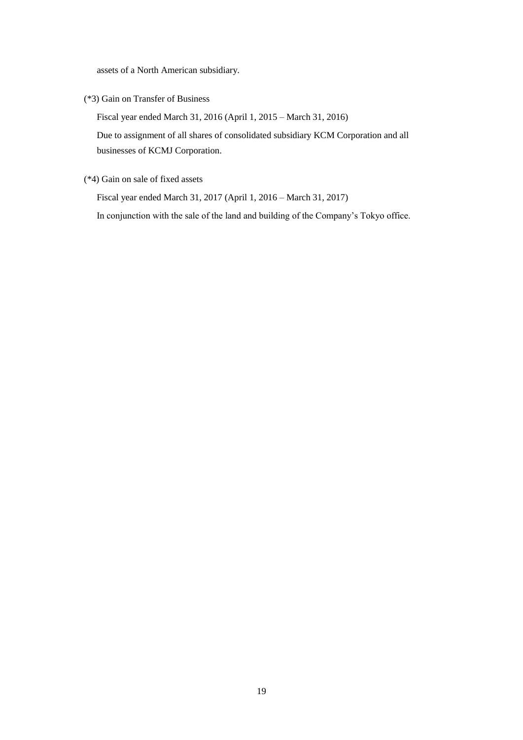assets of a North American subsidiary.

(*3) Gain on Transfer of Business

Fiscal year ended March 31, 2016 (April 1, 2015 – March 31, 2016)

Due to assignment of all shares of consolidated subsidiary KCM Corporation and all businesses of KCMJ Corporation.

(*4) Gain on sale of fixed assets

Fiscal year ended March 31, 2017 (April 1, 2016 – March 31, 2017)

In conjunction with the sale of the land and building of the Company's Tokyo office.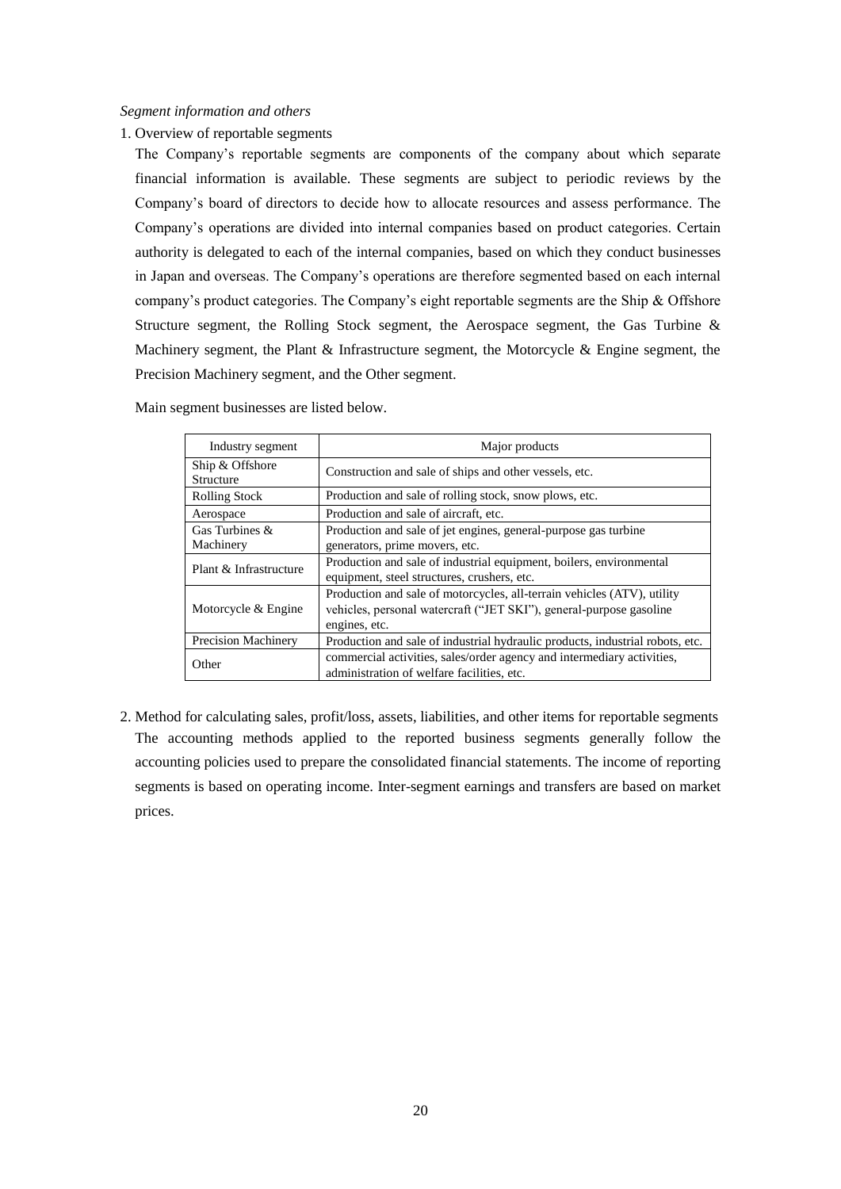*Segment information and others*

1. Overview of reportable segments

   The Company's reportable segments are components of the company about which separate financial information is available. These segments are subject to periodic reviews by the Company's board of directors to decide how to allocate resources and assess performance. The Company's operations are divided into internal companies based on product categories. Certain authority is delegated to each of the internal companies, based on which they conduct businesses in Japan and overseas. The Company's operations are therefore segmented based on each internal company's product categories. The Company's eight reportable segments are the Ship & Offshore Structure segment, the Rolling Stock segment, the Aerospace segment, the Gas Turbine & Machinery segment, the Plant & Infrastructure segment, the Motorcycle & Engine segment, the Precision Machinery segment, and the Other segment.

   Main segment businesses are listed below.

| Industry segment | Major products |
|---|---|
| Ship & Offshore Structure | Construction and sale of ships and other vessels, etc. |
| Rolling Stock | Production and sale of rolling stock, snow plows, etc. |
| Aerospace | Production and sale of aircraft, etc. |
| Gas Turbines & Machinery | Production and sale of jet engines, general-purpose gas turbine generators, prime movers, etc. |
| Plant & Infrastructure | Production and sale of industrial equipment, boilers, environmental equipment, steel structures, crushers, etc. |
| Motorcycle & Engine | Production and sale of motorcycles, all-terrain vehicles (ATV), utility vehicles, personal watercraft ("JET SKI"), general-purpose gasoline engines, etc. |
| Precision Machinery | Production and sale of industrial hydraulic products, industrial robots, etc. |
| Other | commercial activities, sales/order agency and intermediary activities, administration of welfare facilities, etc. |

2. Method for calculating sales, profit/loss, assets, liabilities, and other items for reportable segments

   The accounting methods applied to the reported business segments generally follow the accounting policies used to prepare the consolidated financial statements. The income of reporting segments is based on operating income. Inter-segment earnings and transfers are based on market prices.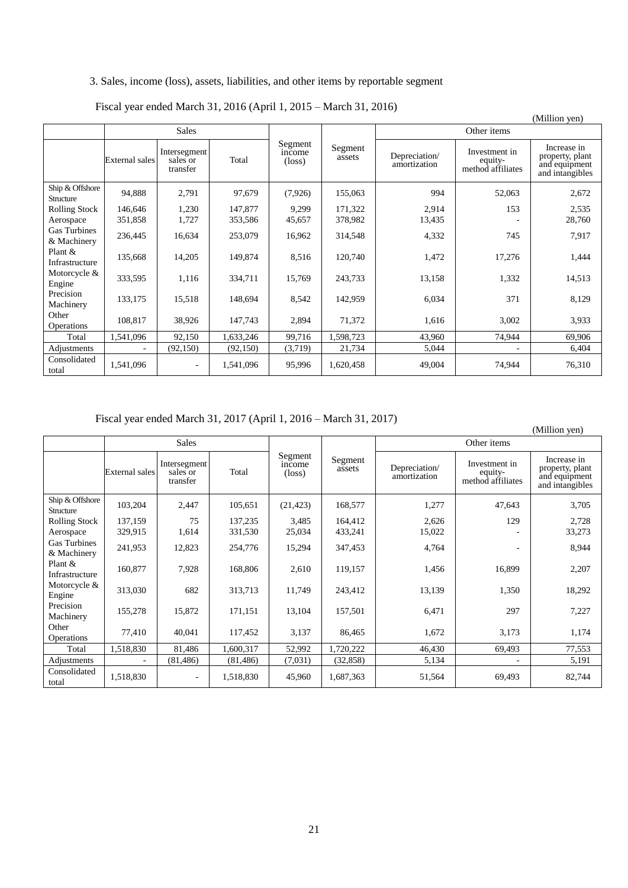3. Sales, income (loss), assets, liabilities, and other items by reportable segment

Fiscal year ended March 31, 2016 (April 1, 2015 – March 31, 2016)

(Million yen)

| | Sales | | | Segment income (loss) | Segment assets | Other items | | |
|---|---|---|---|---|---|---|---|---|
| | External sales | Intersegment sales or transfer | Total | | | Depreciation/ amortization | Investment in equity-method affiliates | Increase in property, plant and equipment and intangibles |
| Ship & Offshore Structure | 94,888 | 2,791 | 97,679 | (7,926) | 155,063 | 994 | 52,063 | 2,672 |
| Rolling Stock | 146,646 | 1,230 | 147,877 | 9,299 | 171,322 | 2,914 | 153 | 2,535 |
| Aerospace | 351,858 | 1,727 | 353,586 | 45,657 | 378,982 | 13,435 | - | 28,760 |
| Gas Turbines & Machinery | 236,445 | 16,634 | 253,079 | 16,962 | 314,548 | 4,332 | 745 | 7,917 |
| Plant & Infrastructure | 135,668 | 14,205 | 149,874 | 8,516 | 120,740 | 1,472 | 17,276 | 1,444 |
| Motorcycle & Engine | 333,595 | 1,116 | 334,711 | 15,769 | 243,733 | 13,158 | 1,332 | 14,513 |
| Precision Machinery | 133,175 | 15,518 | 148,694 | 8,542 | 142,959 | 6,034 | 371 | 8,129 |
| Other Operations | 108,817 | 38,926 | 147,743 | 2,894 | 71,372 | 1,616 | 3,002 | 3,933 |
| Total | 1,541,096 | 92,150 | 1,633,246 | 99,716 | 1,598,723 | 43,960 | 74,944 | 69,906 |
| Adjustments | - | (92,150) | (92,150) | (3,719) | 21,734 | 5,044 | - | 6,404 |
| Consolidated total | 1,541,096 | - | 1,541,096 | 95,996 | 1,620,458 | 49,004 | 74,944 | 76,310 |

Fiscal year ended March 31, 2017 (April 1, 2016 – March 31, 2017)

(Million yen)

| | Sales | | | Segment income (loss) | Segment assets | Other items | | |
|---|---|---|---|---|---|---|---|---|
| | External sales | Intersegment sales or transfer | Total | | | Depreciation/ amortization | Investment in equity-method affiliates | Increase in property, plant and equipment and intangibles |
| Ship & Offshore Structure | 103,204 | 2,447 | 105,651 | (21,423) | 168,577 | 1,277 | 47,643 | 3,705 |
| Rolling Stock | 137,159 | 75 | 137,235 | 3,485 | 164,412 | 2,626 | 129 | 2,728 |
| Aerospace | 329,915 | 1,614 | 331,530 | 25,034 | 433,241 | 15,022 | - | 33,273 |
| Gas Turbines & Machinery | 241,953 | 12,823 | 254,776 | 15,294 | 347,453 | 4,764 | - | 8,944 |
| Plant & Infrastructure | 160,877 | 7,928 | 168,806 | 2,610 | 119,157 | 1,456 | 16,899 | 2,207 |
| Motorcycle & Engine | 313,030 | 682 | 313,713 | 11,749 | 243,412 | 13,139 | 1,350 | 18,292 |
| Precision Machinery | 155,278 | 15,872 | 171,151 | 13,104 | 157,501 | 6,471 | 297 | 7,227 |
| Other Operations | 77,410 | 40,041 | 117,452 | 3,137 | 86,465 | 1,672 | 3,173 | 1,174 |
| Total | 1,518,830 | 81,486 | 1,600,317 | 52,992 | 1,720,222 | 46,430 | 69,493 | 77,553 |
| Adjustments | - | (81,486) | (81,486) | (7,031) | (32,858) | 5,134 | - | 5,191 |
| Consolidated total | 1,518,830 | - | 1,518,830 | 45,960 | 1,687,363 | 51,564 | 69,493 | 82,744 |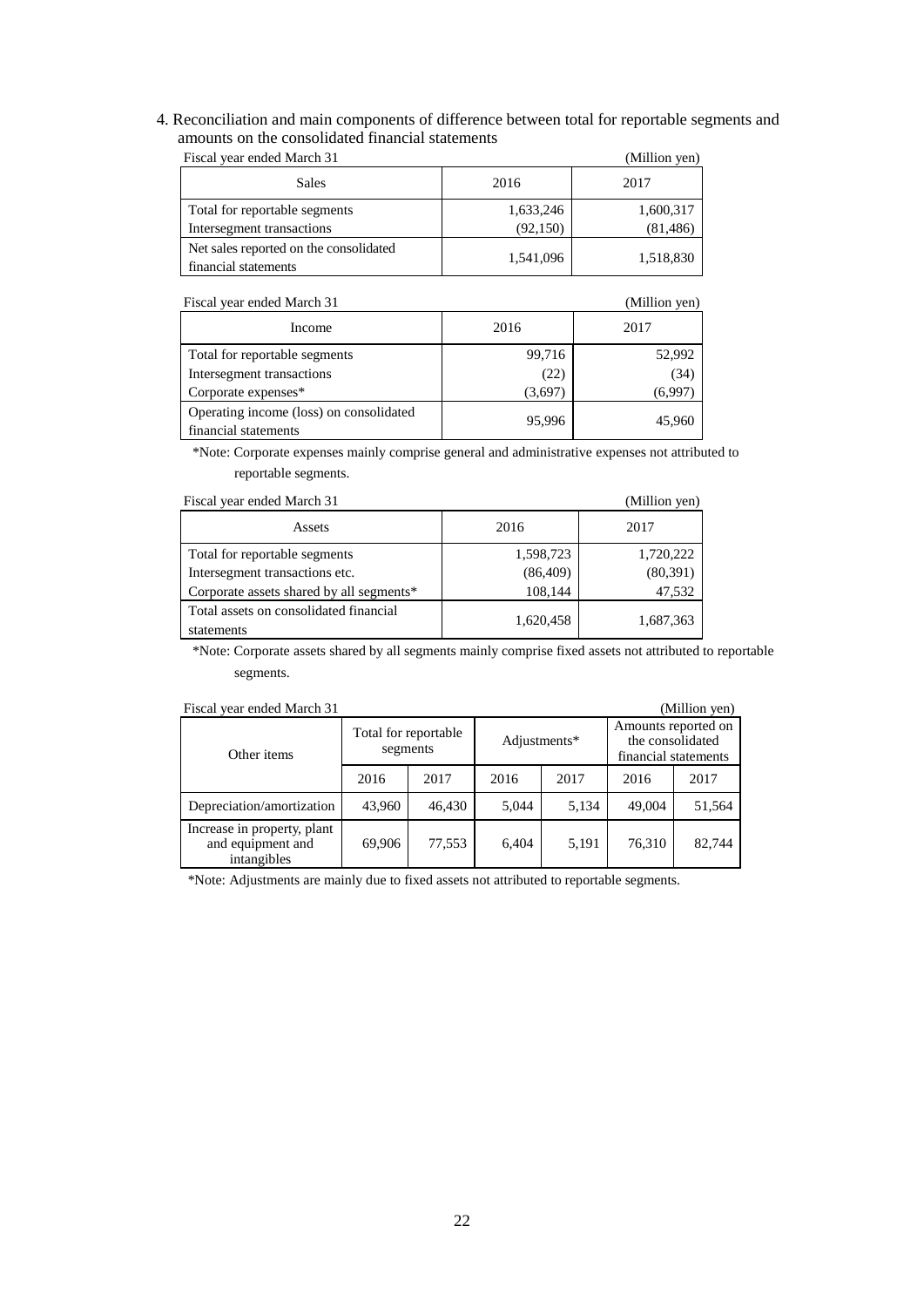4. Reconciliation and main components of difference between total for reportable segments and amounts on the consolidated financial statements

Fiscal year ended March 31 (Million yen)

| Sales | 2016 | 2017 |
|---|---|---|
| Total for reportable segments | 1,633,246 | 1,600,317 |
| Intersegment transactions | (92,150) | (81,486) |
| Net sales reported on the consolidated financial statements | 1,541,096 | 1,518,830 |

Fiscal year ended March 31 (Million yen)

| Income | 2016 | 2017 |
|---|---|---|
| Total for reportable segments | 99,716 | 52,992 |
| Intersegment transactions | (22) | (34) |
| Corporate expenses* | (3,697) | (6,997) |
| Operating income (loss) on consolidated financial statements | 95,996 | 45,960 |

*Note: Corporate expenses mainly comprise general and administrative expenses not attributed to reportable segments.

Fiscal year ended March 31 (Million yen)

| Assets | 2016 | 2017 |
|---|---|---|
| Total for reportable segments | 1,598,723 | 1,720,222 |
| Intersegment transactions etc. | (86,409) | (80,391) |
| Corporate assets shared by all segments* | 108,144 | 47,532 |
| Total assets on consolidated financial statements | 1,620,458 | 1,687,363 |

*Note: Corporate assets shared by all segments mainly comprise fixed assets not attributed to reportable segments.

Fiscal year ended March 31 (Million yen)

| Other items | Total for reportable segments | | Adjustments* | | Amounts reported on the consolidated financial statements | |
|---|---|---|---|---|---|---|
| | 2016 | 2017 | 2016 | 2017 | 2016 | 2017 |
| Depreciation/amortization | 43,960 | 46,430 | 5,044 | 5,134 | 49,004 | 51,564 |
| Increase in property, plant and equipment and intangibles | 69,906 | 77,553 | 6,404 | 5,191 | 76,310 | 82,744 |

*Note: Adjustments are mainly due to fixed assets not attributed to reportable segments.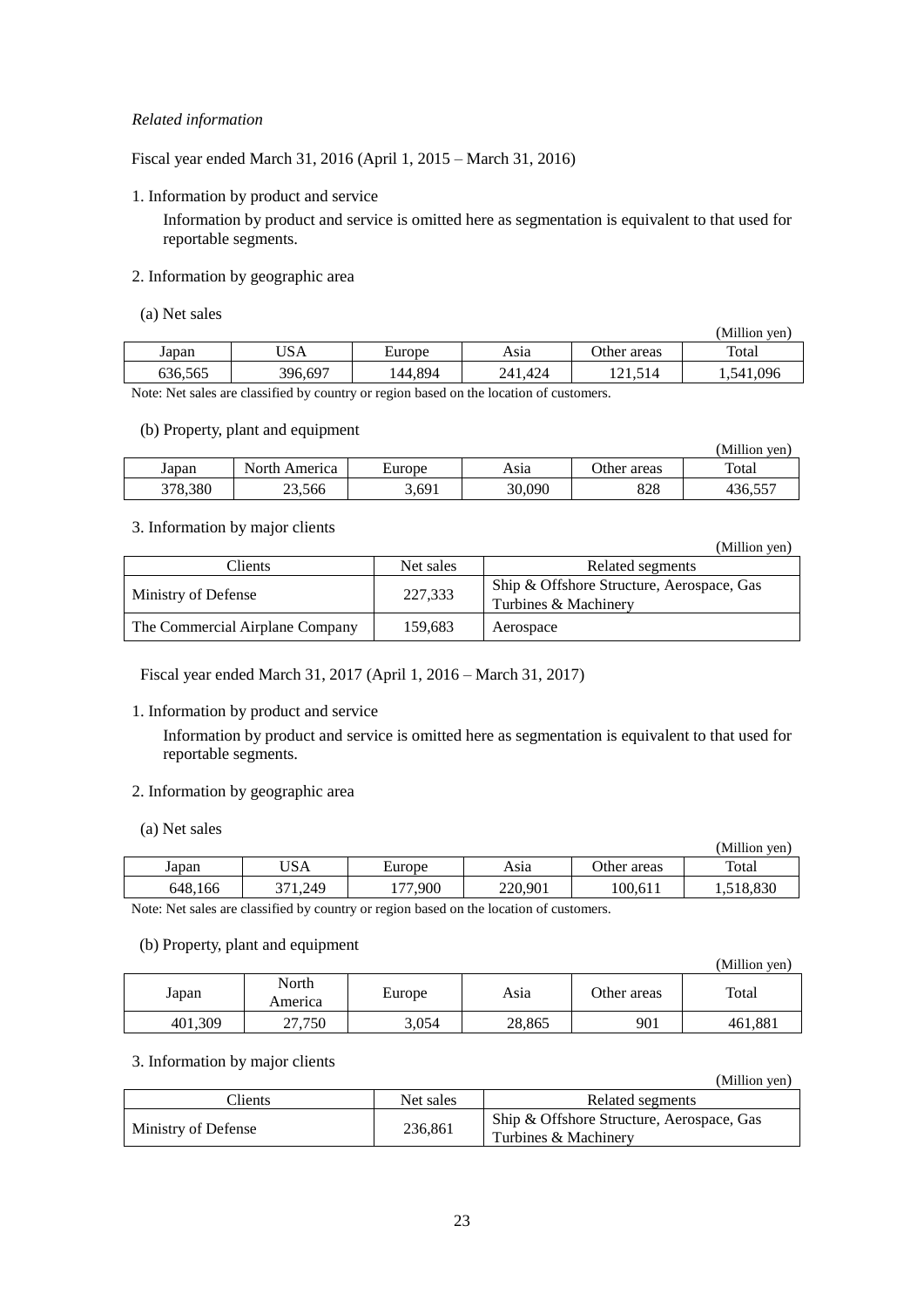*Related information*

Fiscal year ended March 31, 2016 (April 1, 2015 – March 31, 2016)

1. Information by product and service

   Information by product and service is omitted here as segmentation is equivalent to that used for reportable segments.

2. Information by geographic area

   (a) Net sales

(Million yen)

| Japan | USA | Europe | Asia | Other areas | Total |
|---|---|---|---|---|---|
| 636,565 | 396,697 | 144,894 | 241,424 | 121,514 | 1,541,096 |

Note: Net sales are classified by country or region based on the location of customers.

   (b) Property, plant and equipment

(Million yen)

| Japan | North America | Europe | Asia | Other areas | Total |
|---|---|---|---|---|---|
| 378,380 | 23,566 | 3,691 | 30,090 | 828 | 436,557 |

3. Information by major clients

(Million yen)

| Clients | Net sales | Related segments |
|---|---|---|
| Ministry of Defense | 227,333 | Ship & Offshore Structure, Aerospace, Gas Turbines & Machinery |
| The Commercial Airplane Company | 159,683 | Aerospace |

Fiscal year ended March 31, 2017 (April 1, 2016 – March 31, 2017)

1. Information by product and service

   Information by product and service is omitted here as segmentation is equivalent to that used for reportable segments.

2. Information by geographic area

   (a) Net sales

(Million yen)

| Japan | USA | Europe | Asia | Other areas | Total |
|---|---|---|---|---|---|
| 648,166 | 371,249 | 177,900 | 220,901 | 100,611 | 1,518,830 |

Note: Net sales are classified by country or region based on the location of customers.

   (b) Property, plant and equipment

(Million yen)

| Japan | North America | Europe | Asia | Other areas | Total |
|---|---|---|---|---|---|
| 401,309 | 27,750 | 3,054 | 28,865 | 901 | 461,881 |

3. Information by major clients

(Million yen)

| Clients | Net sales | Related segments |
|---|---|---|
| Ministry of Defense | 236,861 | Ship & Offshore Structure, Aerospace, Gas Turbines & Machinery |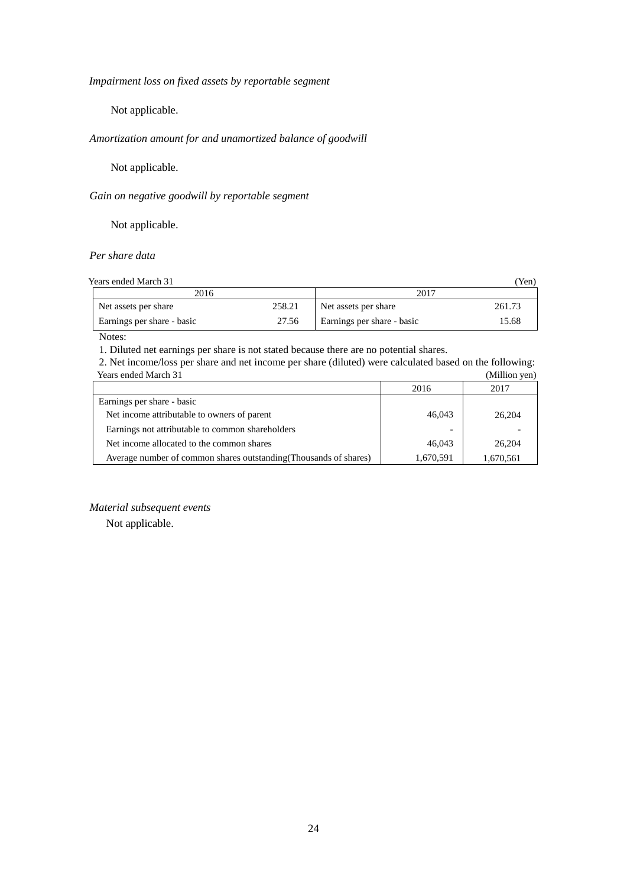*Impairment loss on fixed assets by reportable segment*

Not applicable.

*Amortization amount for and unamortized balance of goodwill*

Not applicable.

*Gain on negative goodwill by reportable segment*

Not applicable.

*Per share data*

Years ended March 31 (Yen)

| 2016 | | 2017 | |
|---|---|---|---|
| Net assets per share | 258.21 | Net assets per share | 261.73 |
| Earnings per share - basic | 27.56 | Earnings per share - basic | 15.68 |

Notes:

1. Diluted net earnings per share is not stated because there are no potential shares.
2. Net income/loss per share and net income per share (diluted) were calculated based on the following:

Years ended March 31 (Million yen)

| | 2016 | 2017 |
|---|---|---|
| Earnings per share - basic | | |
| Net income attributable to owners of parent | 46,043 | 26,204 |
| Earnings not attributable to common shareholders | - | - |
| Net income allocated to the common shares | 46,043 | 26,204 |
| Average number of common shares outstanding(Thousands of shares) | 1,670,591 | 1,670,561 |

*Material subsequent events*

Not applicable.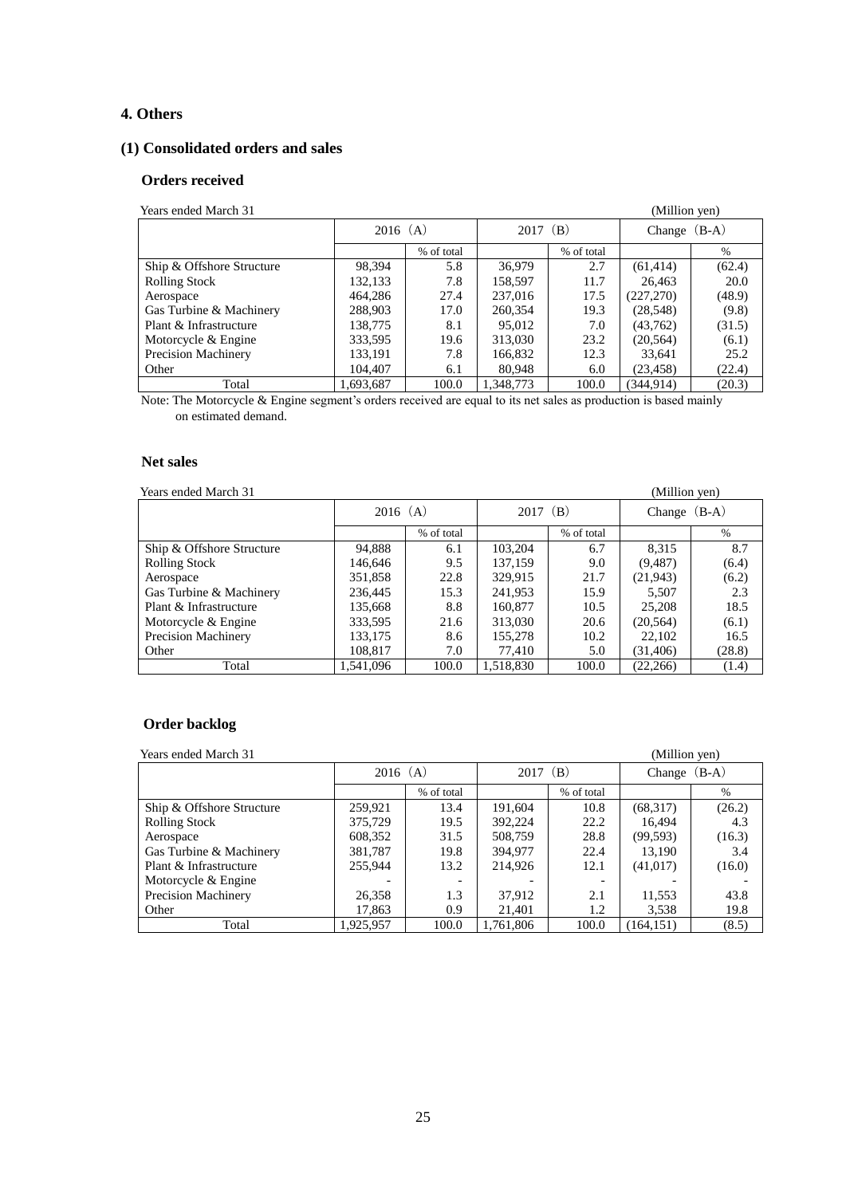## 4. Others

### (1) Consolidated orders and sales

#### Orders received

Years ended March 31 (Million yen)

| | 2016（A） | | 2017（B） | | Change（B-A） | |
|---|---|---|---|---|---|---|
| | | % of total | | % of total | | % |
| Ship & Offshore Structure | 98,394 | 5.8 | 36,979 | 2.7 | (61,414) | (62.4) |
| Rolling Stock | 132,133 | 7.8 | 158,597 | 11.7 | 26,463 | 20.0 |
| Aerospace | 464,286 | 27.4 | 237,016 | 17.5 | (227,270) | (48.9) |
| Gas Turbine & Machinery | 288,903 | 17.0 | 260,354 | 19.3 | (28,548) | (9.8) |
| Plant & Infrastructure | 138,775 | 8.1 | 95,012 | 7.0 | (43,762) | (31.5) |
| Motorcycle & Engine | 333,595 | 19.6 | 313,030 | 23.2 | (20,564) | (6.1) |
| Precision Machinery | 133,191 | 7.8 | 166,832 | 12.3 | 33,641 | 25.2 |
| Other | 104,407 | 6.1 | 80,948 | 6.0 | (23,458) | (22.4) |
| Total | 1,693,687 | 100.0 | 1,348,773 | 100.0 | (344,914) | (20.3) |

Note: The Motorcycle & Engine segment's orders received are equal to its net sales as production is based mainly on estimated demand.

#### Net sales

Years ended March 31 (Million yen)

| | 2016（A） | | 2017（B） | | Change（B-A） | |
|---|---|---|---|---|---|---|
| | | % of total | | % of total | | % |
| Ship & Offshore Structure | 94,888 | 6.1 | 103,204 | 6.7 | 8,315 | 8.7 |
| Rolling Stock | 146,646 | 9.5 | 137,159 | 9.0 | (9,487) | (6.4) |
| Aerospace | 351,858 | 22.8 | 329,915 | 21.7 | (21,943) | (6.2) |
| Gas Turbine & Machinery | 236,445 | 15.3 | 241,953 | 15.9 | 5,507 | 2.3 |
| Plant & Infrastructure | 135,668 | 8.8 | 160,877 | 10.5 | 25,208 | 18.5 |
| Motorcycle & Engine | 333,595 | 21.6 | 313,030 | 20.6 | (20,564) | (6.1) |
| Precision Machinery | 133,175 | 8.6 | 155,278 | 10.2 | 22,102 | 16.5 |
| Other | 108,817 | 7.0 | 77,410 | 5.0 | (31,406) | (28.8) |
| Total | 1,541,096 | 100.0 | 1,518,830 | 100.0 | (22,266) | (1.4) |

#### Order backlog

Years ended March 31 (Million yen)

| | 2016（A） | | 2017（B） | | Change（B-A） | |
|---|---|---|---|---|---|---|
| | | % of total | | % of total | | % |
| Ship & Offshore Structure | 259,921 | 13.4 | 191,604 | 10.8 | (68,317) | (26.2) |
| Rolling Stock | 375,729 | 19.5 | 392,224 | 22.2 | 16,494 | 4.3 |
| Aerospace | 608,352 | 31.5 | 508,759 | 28.8 | (99,593) | (16.3) |
| Gas Turbine & Machinery | 381,787 | 19.8 | 394,977 | 22.4 | 13,190 | 3.4 |
| Plant & Infrastructure | 255,944 | 13.2 | 214,926 | 12.1 | (41,017) | (16.0) |
| Motorcycle & Engine | - | - | - | - | - | - |
| Precision Machinery | 26,358 | 1.3 | 37,912 | 2.1 | 11,553 | 43.8 |
| Other | 17,863 | 0.9 | 21,401 | 1.2 | 3,538 | 19.8 |
| Total | 1,925,957 | 100.0 | 1,761,806 | 100.0 | (164,151) | (8.5) |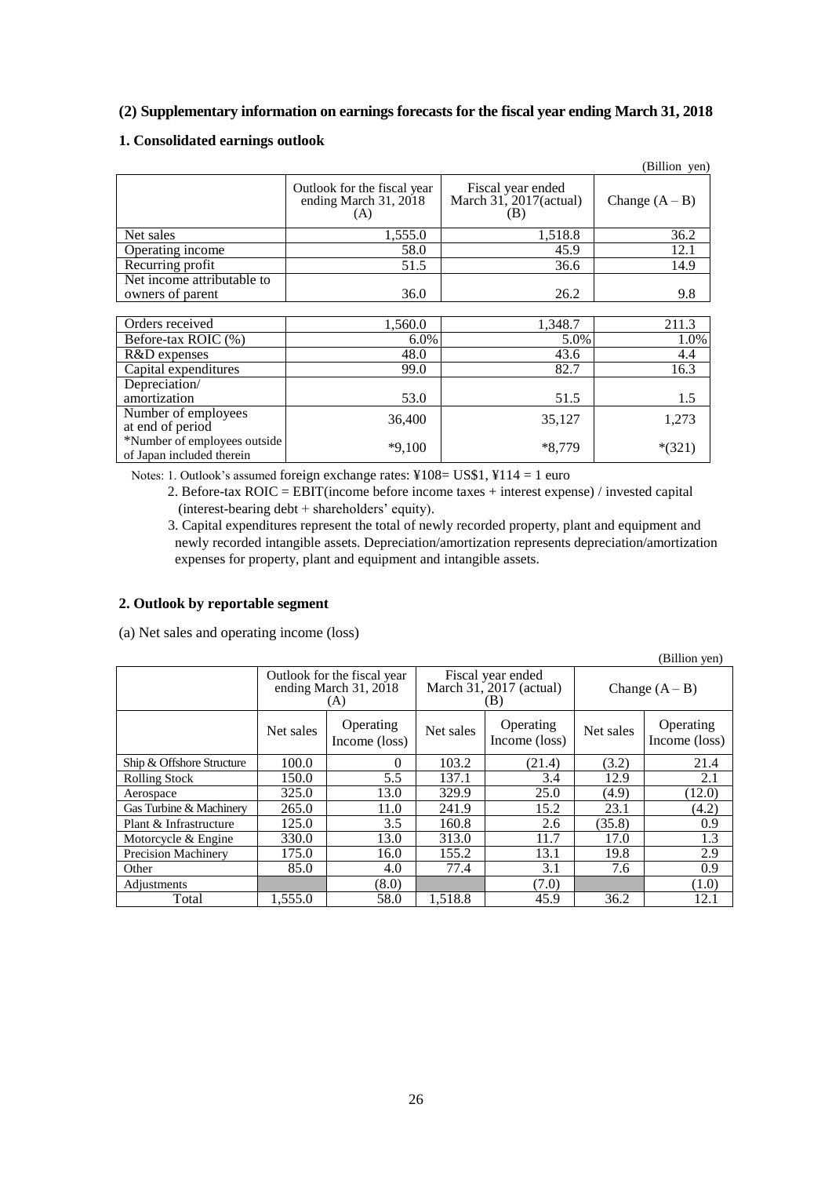## (2) Supplementary information on earnings forecasts for the fiscal year ending March 31, 2018

### 1. Consolidated earnings outlook

(Billion yen)

| | Outlook for the fiscal year ending March 31, 2018 (A) | Fiscal year ended March 31, 2017(actual) (B) | Change (A – B) |
|---|---|---|---|
| Net sales | 1,555.0 | 1,518.8 | 36.2 |
| Operating income | 58.0 | 45.9 | 12.1 |
| Recurring profit | 51.5 | 36.6 | 14.9 |
| Net income attributable to owners of parent | 36.0 | 26.2 | 9.8 |

| | | | |
|---|---|---|---|
| Orders received | 1,560.0 | 1,348.7 | 211.3 |
| Before-tax ROIC (%) | 6.0% | 5.0% | 1.0% |
| R&D expenses | 48.0 | 43.6 | 4.4 |
| Capital expenditures | 99.0 | 82.7 | 16.3 |
| Depreciation/ amortization | 53.0 | 51.5 | 1.5 |
| Number of employees at end of period | 36,400 | 35,127 | 1,273 |
| *Number of employees outside of Japan included therein | *9,100 | *8,779 | *(321) |

Notes: 1. Outlook's assumed foreign exchange rates: ¥108= US$1, ¥114 = 1 euro

2. Before-tax ROIC = EBIT(income before income taxes + interest expense) / invested capital (interest-bearing debt + shareholders' equity).

3. Capital expenditures represent the total of newly recorded property, plant and equipment and newly recorded intangible assets. Depreciation/amortization represents depreciation/amortization expenses for property, plant and equipment and intangible assets.

### 2. Outlook by reportable segment

(a) Net sales and operating income (loss)

(Billion yen)

| | Outlook for the fiscal year ending March 31, 2018 (A) | | Fiscal year ended March 31, 2017 (actual) (B) | | Change (A – B) | |
|---|---|---|---|---|---|---|
| | Net sales | Operating Income (loss) | Net sales | Operating Income (loss) | Net sales | Operating Income (loss) |
| Ship & Offshore Structure | 100.0 | 0 | 103.2 | (21.4) | (3.2) | 21.4 |
| Rolling Stock | 150.0 | 5.5 | 137.1 | 3.4 | 12.9 | 2.1 |
| Aerospace | 325.0 | 13.0 | 329.9 | 25.0 | (4.9) | (12.0) |
| Gas Turbine & Machinery | 265.0 | 11.0 | 241.9 | 15.2 | 23.1 | (4.2) |
| Plant & Infrastructure | 125.0 | 3.5 | 160.8 | 2.6 | (35.8) | 0.9 |
| Motorcycle & Engine | 330.0 | 13.0 | 313.0 | 11.7 | 17.0 | 1.3 |
| Precision Machinery | 175.0 | 16.0 | 155.2 | 13.1 | 19.8 | 2.9 |
| Other | 85.0 | 4.0 | 77.4 | 3.1 | 7.6 | 0.9 |
| Adjustments | | (8.0) | | (7.0) | | (1.0) |
| Total | 1,555.0 | 58.0 | 1,518.8 | 45.9 | 36.2 | 12.1 |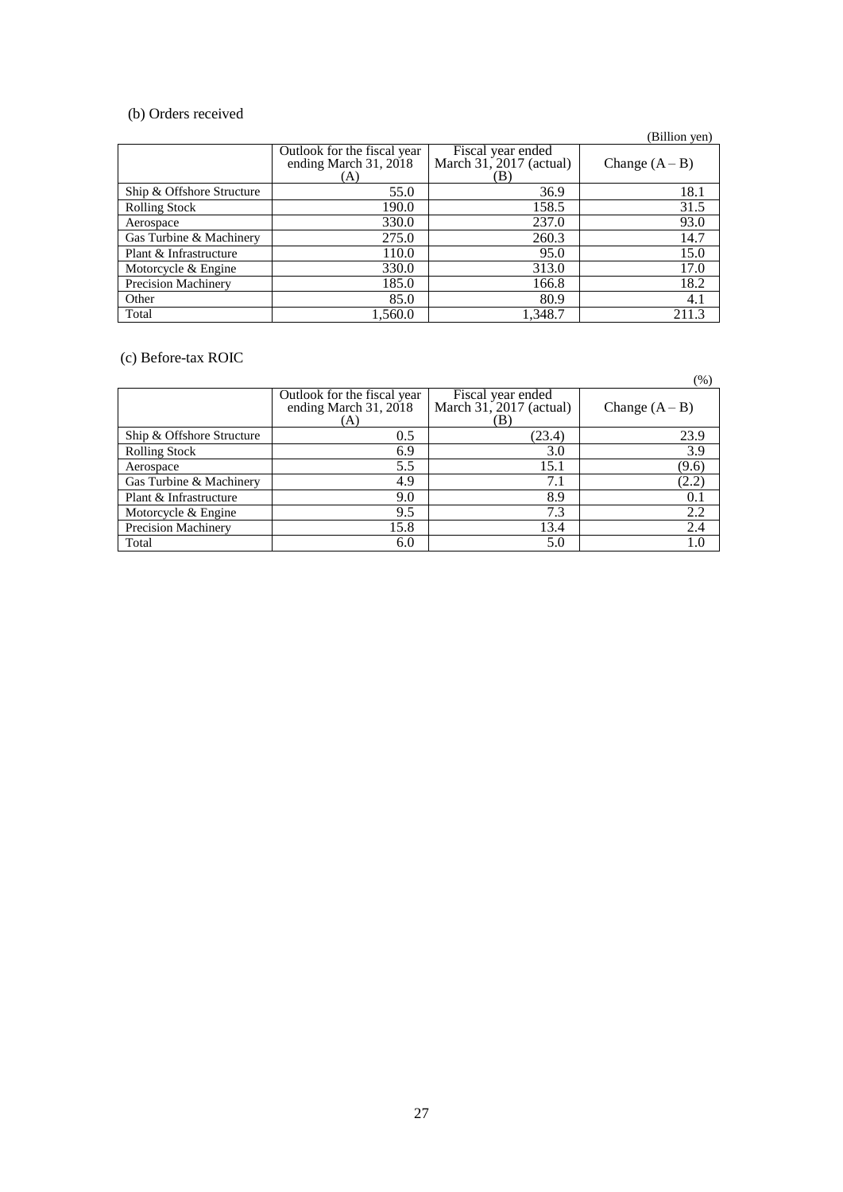(b) Orders received

(Billion yen)

| | Outlook for the fiscal year ending March 31, 2018 (A) | Fiscal year ended March 31, 2017 (actual) (B) | Change (A – B) |
|---|---|---|---|
| Ship & Offshore Structure | 55.0 | 36.9 | 18.1 |
| Rolling Stock | 190.0 | 158.5 | 31.5 |
| Aerospace | 330.0 | 237.0 | 93.0 |
| Gas Turbine & Machinery | 275.0 | 260.3 | 14.7 |
| Plant & Infrastructure | 110.0 | 95.0 | 15.0 |
| Motorcycle & Engine | 330.0 | 313.0 | 17.0 |
| Precision Machinery | 185.0 | 166.8 | 18.2 |
| Other | 85.0 | 80.9 | 4.1 |
| Total | 1,560.0 | 1,348.7 | 211.3 |

(c) Before-tax ROIC

(%)

| | Outlook for the fiscal year ending March 31, 2018 (A) | Fiscal year ended March 31, 2017 (actual) (B) | Change (A – B) |
|---|---|---|---|
| Ship & Offshore Structure | 0.5 | (23.4) | 23.9 |
| Rolling Stock | 6.9 | 3.0 | 3.9 |
| Aerospace | 5.5 | 15.1 | (9.6) |
| Gas Turbine & Machinery | 4.9 | 7.1 | (2.2) |
| Plant & Infrastructure | 9.0 | 8.9 | 0.1 |
| Motorcycle & Engine | 9.5 | 7.3 | 2.2 |
| Precision Machinery | 15.8 | 13.4 | 2.4 |
| Total | 6.0 | 5.0 | 1.0 |